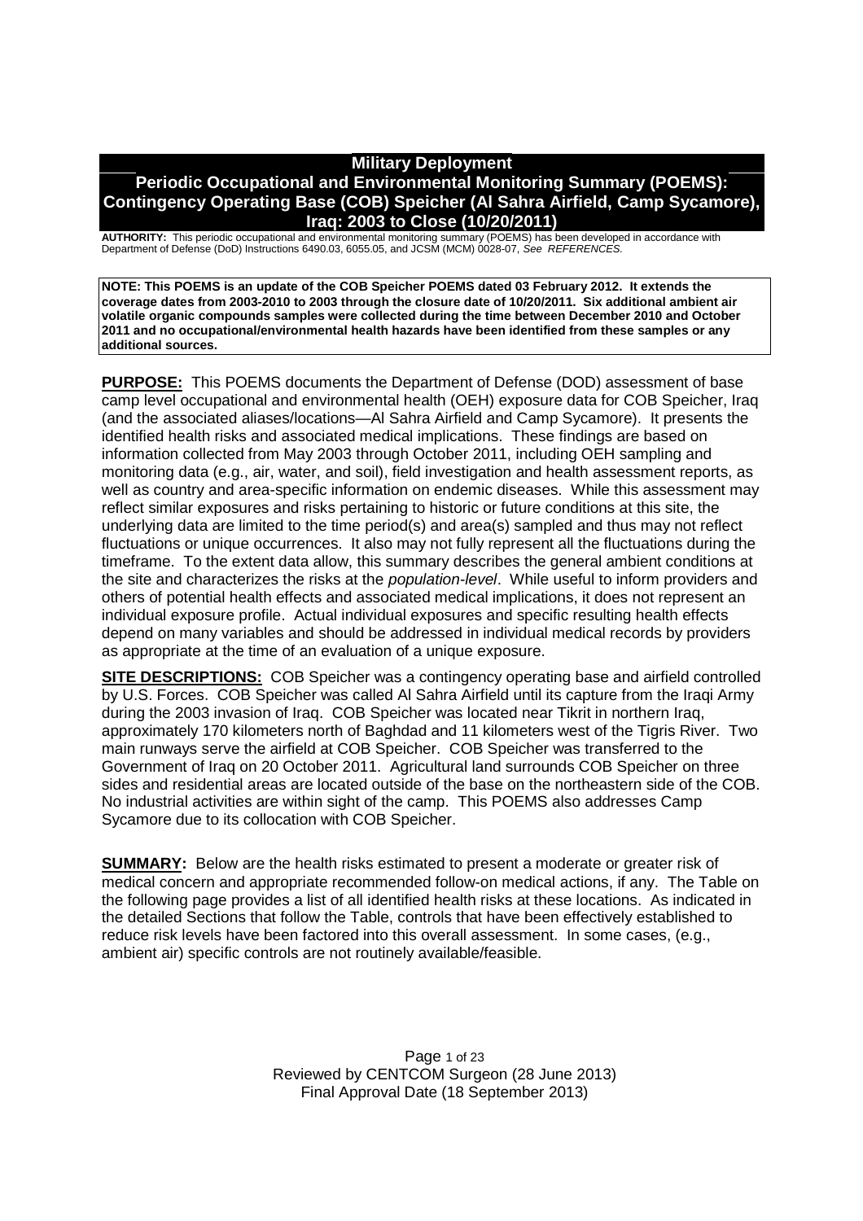# Military Deployment

## Periodic Occupational and Environmental Monitoring Summary (POEMS): Contingency Operating Base (COB) Speicher (Al Sahra Airfield, Camp Sycamore), Iraq: 2003 to Close (10/20/2011)

**AUTHORITY:** This periodic occupational and environmental monitoring summary (POEMS) has been developed in accordance with Department of Defense (DoD) Instructions 6490.03, 6055.05, and JCSM (MCM) 0028-07, *See REFERENCES.*

**NOTE: This POEMS is an update of the COB Speicher POEMS dated 03 February 2012. It extends the coverage dates from 2003-2010 to 2003 through the closure date of 10/20/2011. Six additional ambient air volatile organic compounds samples were collected during the time between December 2010 and October 2011 and no occupational/environmental health hazards have been identified from these samples or any additional sources.**

**PURPOSE:** This POEMS documents the Department of Defense (DOD) assessment of base camp level occupational and environmental health (OEH) exposure data for COB Speicher, Iraq (and the associated aliases/locations—Al Sahra Airfield and Camp Sycamore). It presents the identified health risks and associated medical implications. These findings are based on information collected from May 2003 through October 2011, including OEH sampling and monitoring data (e.g., air, water, and soil), field investigation and health assessment reports, as well as country and area-specific information on endemic diseases. While this assessment may reflect similar exposures and risks pertaining to historic or future conditions at this site, the underlying data are limited to the time period(s) and area(s) sampled and thus may not reflect fluctuations or unique occurrences. It also may not fully represent all the fluctuations during the timeframe. To the extent data allow, this summary describes the general ambient conditions at the site and characterizes the risks at the *population-level*. While useful to inform providers and others of potential health effects and associated medical implications, it does not represent an individual exposure profile. Actual individual exposures and specific resulting health effects depend on many variables and should be addressed in individual medical records by providers as appropriate at the time of an evaluation of a unique exposure.

**SITE DESCRIPTIONS:** COB Speicher was a contingency operating base and airfield controlled by U.S. Forces. COB Speicher was called Al Sahra Airfield until its capture from the Iraqi Army during the 2003 invasion of Iraq. COB Speicher was located near Tikrit in northern Iraq, approximately 170 kilometers north of Baghdad and 11 kilometers west of the Tigris River. Two main runways serve the airfield at COB Speicher. COB Speicher was transferred to the Government of Iraq on 20 October 2011. Agricultural land surrounds COB Speicher on three sides and residential areas are located outside of the base on the northeastern side of the COB. No industrial activities are within sight of the camp. This POEMS also addresses Camp Sycamore due to its collocation with COB Speicher.

**SUMMARY:** Below are the health risks estimated to present a moderate or greater risk of medical concern and appropriate recommended follow-on medical actions, if any. The Table on the following page provides a list of all identified health risks at these locations. As indicated in the detailed Sections that follow the Table, controls that have been effectively established to reduce risk levels have been factored into this overall assessment. In some cases, (e.g., ambient air) specific controls are not routinely available/feasible.

Reviewed by CENTCOM Surgeon (28 June 2013)
Final Approval Date (18 September 2013)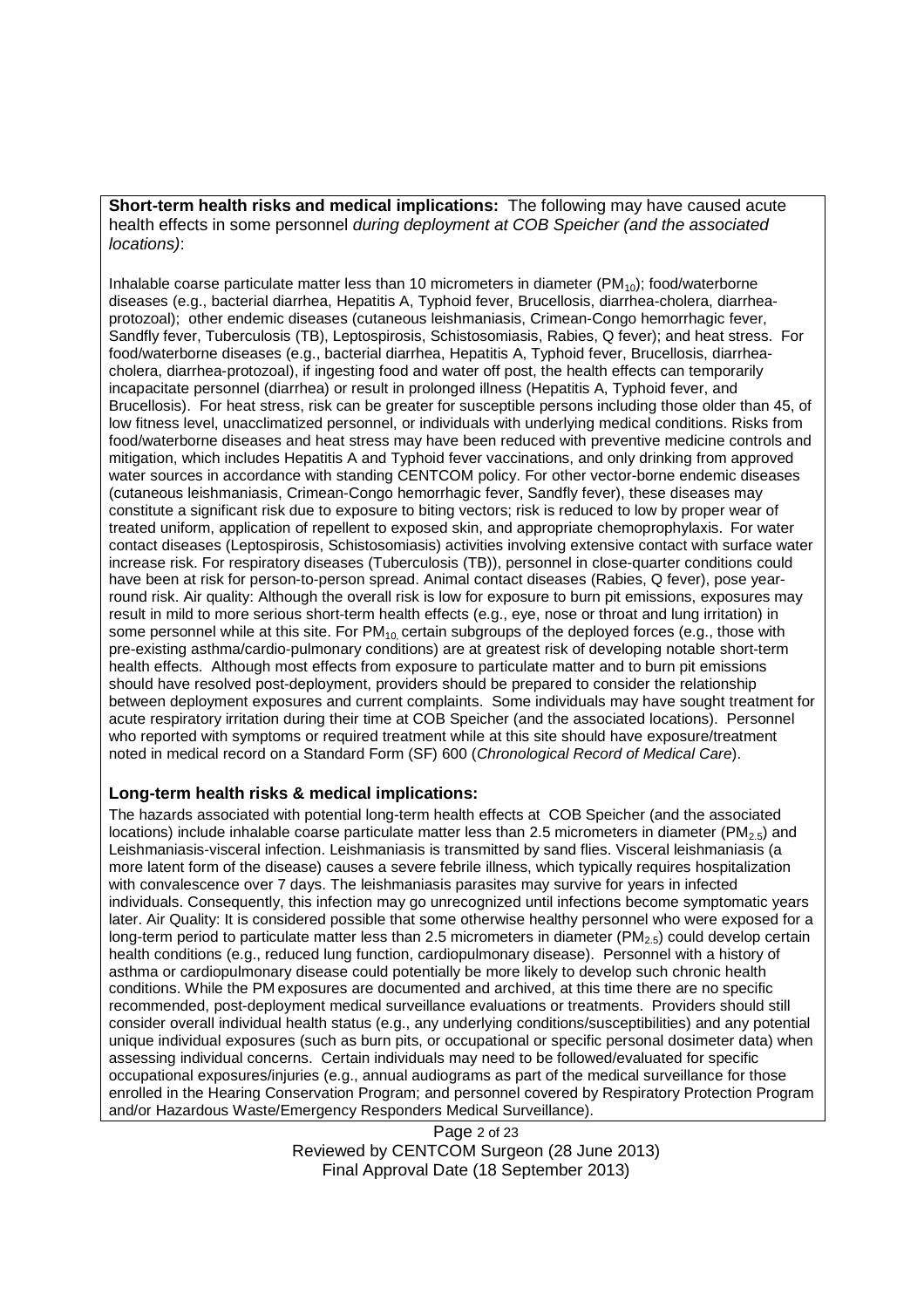**Short-term health risks and medical implications:** The following may have caused acute health effects in some personnel *during deployment at COB Speicher (and the associated locations)*:

Inhalable coarse particulate matter less than 10 micrometers in diameter ($PM_{10}$); food/waterborne diseases (e.g., bacterial diarrhea, Hepatitis A, Typhoid fever, Brucellosis, diarrhea-cholera, diarrhea-protozoal); other endemic diseases (cutaneous leishmaniasis, Crimean-Congo hemorrhagic fever, Sandfly fever, Tuberculosis (TB), Leptospirosis, Schistosomiasis, Rabies, Q fever); and heat stress. For food/waterborne diseases (e.g., bacterial diarrhea, Hepatitis A, Typhoid fever, Brucellosis, diarrhea-cholera, diarrhea-protozoal), if ingesting food and water off post, the health effects can temporarily incapacitate personnel (diarrhea) or result in prolonged illness (Hepatitis A, Typhoid fever, and Brucellosis). For heat stress, risk can be greater for susceptible persons including those older than 45, of low fitness level, unacclimatized personnel, or individuals with underlying medical conditions. Risks from food/waterborne diseases and heat stress may have been reduced with preventive medicine controls and mitigation, which includes Hepatitis A and Typhoid fever vaccinations, and only drinking from approved water sources in accordance with standing CENTCOM policy. For other vector-borne endemic diseases (cutaneous leishmaniasis, Crimean-Congo hemorrhagic fever, Sandfly fever), these diseases may constitute a significant risk due to exposure to biting vectors; risk is reduced to low by proper wear of treated uniform, application of repellent to exposed skin, and appropriate chemoprophylaxis. For water contact diseases (Leptospirosis, Schistosomiasis) activities involving extensive contact with surface water increase risk. For respiratory diseases (Tuberculosis (TB)), personnel in close-quarter conditions could have been at risk for person-to-person spread. Animal contact diseases (Rabies, Q fever), pose year-round risk. Air quality: Although the overall risk is low for exposure to burn pit emissions, exposures may result in mild to more serious short-term health effects (e.g., eye, nose or throat and lung irritation) in some personnel while at this site. For $PM_{10,}$ certain subgroups of the deployed forces (e.g., those with pre-existing asthma/cardio-pulmonary conditions) are at greatest risk of developing notable short-term health effects. Although most effects from exposure to particulate matter and to burn pit emissions should have resolved post-deployment, providers should be prepared to consider the relationship between deployment exposures and current complaints. Some individuals may have sought treatment for acute respiratory irritation during their time at COB Speicher (and the associated locations). Personnel who reported with symptoms or required treatment while at this site should have exposure/treatment noted in medical record on a Standard Form (SF) 600 (*Chronological Record of Medical Care*).

**Long-term health risks & medical implications:**

The hazards associated with potential long-term health effects at COB Speicher (and the associated locations) include inhalable coarse particulate matter less than 2.5 micrometers in diameter ($PM_{2.5}$) and Leishmaniasis-visceral infection. Leishmaniasis is transmitted by sand flies. Visceral leishmaniasis (a more latent form of the disease) causes a severe febrile illness, which typically requires hospitalization with convalescence over 7 days. The leishmaniasis parasites may survive for years in infected individuals. Consequently, this infection may go unrecognized until infections become symptomatic years later. Air Quality: It is considered possible that some otherwise healthy personnel who were exposed for a long-term period to particulate matter less than 2.5 micrometers in diameter ($PM_{2.5}$) could develop certain health conditions (e.g., reduced lung function, cardiopulmonary disease). Personnel with a history of asthma or cardiopulmonary disease could potentially be more likely to develop such chronic health conditions. While the PM exposures are documented and archived, at this time there are no specific recommended, post-deployment medical surveillance evaluations or treatments. Providers should still consider overall individual health status (e.g., any underlying conditions/susceptibilities) and any potential unique individual exposures (such as burn pits, or occupational or specific personal dosimeter data) when assessing individual concerns. Certain individuals may need to be followed/evaluated for specific occupational exposures/injuries (e.g., annual audiograms as part of the medical surveillance for those enrolled in the Hearing Conservation Program; and personnel covered by Respiratory Protection Program and/or Hazardous Waste/Emergency Responders Medical Surveillance).

Reviewed by CENTCOM Surgeon (28 June 2013)
Final Approval Date (18 September 2013)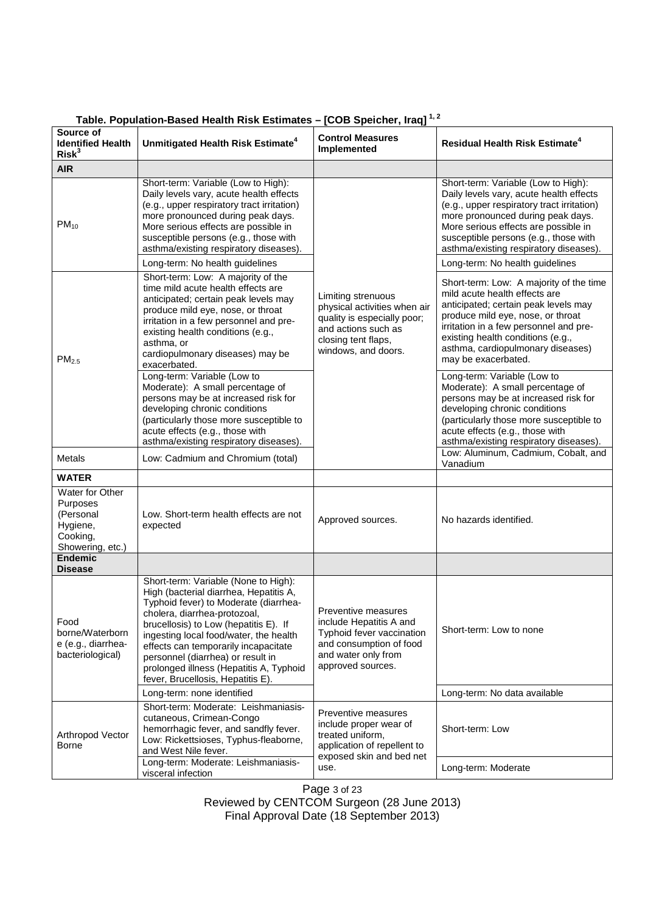**Table. Population-Based Health Risk Estimates – [COB Speicher, Iraq] [1, 2]**

| Source of Identified Health Risk[3] | Unmitigated Health Risk Estimate[4] | Control Measures Implemented | Residual Health Risk Estimate[4] |
|---|---|---|---|
| **AIR** | | | |
| $PM_{10}$ | Short-term: Variable (Low to High): Daily levels vary, acute health effects (e.g., upper respiratory tract irritation) more pronounced during peak days. More serious effects are possible in susceptible persons (e.g., those with asthma/existing respiratory diseases). | Limiting strenuous physical activities when air quality is especially poor; and actions such as closing tent flaps, windows, and doors. | Short-term: Variable (Low to High): Daily levels vary, acute health effects (e.g., upper respiratory tract irritation) more pronounced during peak days. More serious effects are possible in susceptible persons (e.g., those with asthma/existing respiratory diseases). |
| | Long-term: No health guidelines | | Long-term: No health guidelines |
| $PM_{2.5}$ | Short-term: Low: A majority of the time mild acute health effects are anticipated; certain peak levels may produce mild eye, nose, or throat irritation in a few personnel and pre-existing health conditions (e.g., asthma, or cardiopulmonary diseases) may be exacerbated. | | Short-term: Low: A majority of the time mild acute health effects are anticipated; certain peak levels may produce mild eye, nose, or throat irritation in a few personnel and pre-existing health conditions (e.g., asthma, cardiopulmonary diseases) may be exacerbated. |
| | Long-term: Variable (Low to Moderate): A small percentage of persons may be at increased risk for developing chronic conditions (particularly those more susceptible to acute effects (e.g., those with asthma/existing respiratory diseases). | | Long-term: Variable (Low to Moderate): A small percentage of persons may be at increased risk for developing chronic conditions (particularly those more susceptible to acute effects (e.g., those with asthma/existing respiratory diseases). |
| Metals | Low: Cadmium and Chromium (total) | | Low: Aluminum, Cadmium, Cobalt, and Vanadium |
| **WATER** | | | |
| Water for Other Purposes (Personal Hygiene, Cooking, Showering, etc.) | Low. Short-term health effects are not expected | Approved sources. | No hazards identified. |
| **Endemic Disease** | | | |
| Food borne/Waterborne (e.g., diarrhea-bacteriological) | Short-term: Variable (None to High): High (bacterial diarrhea, Hepatitis A, Typhoid fever) to Moderate (diarrhea-cholera, diarrhea-protozoal, brucellosis) to Low (hepatitis E). If ingesting local food/water, the health effects can temporarily incapacitate personnel (diarrhea) or result in prolonged illness (Hepatitis A, Typhoid fever, Brucellosis, Hepatitis E). | Preventive measures include Hepatitis A and Typhoid fever vaccination and consumption of food and water only from approved sources. | Short-term: Low to none |
| | Long-term: none identified | | Long-term: No data available |
| Arthropod Vector Borne | Short-term: Moderate: Leishmaniasis-cutaneous, Crimean-Congo hemorrhagic fever, and sandfly fever. Low: Rickettsioses, Typhus-fleaborne, and West Nile fever. | Preventive measures include proper wear of treated uniform, application of repellent to exposed skin and bed net use. | Short-term: Low |
| | Long-term: Moderate: Leishmaniasis-visceral infection | | Long-term: Moderate |

Reviewed by CENTCOM Surgeon (28 June 2013)
Final Approval Date (18 September 2013)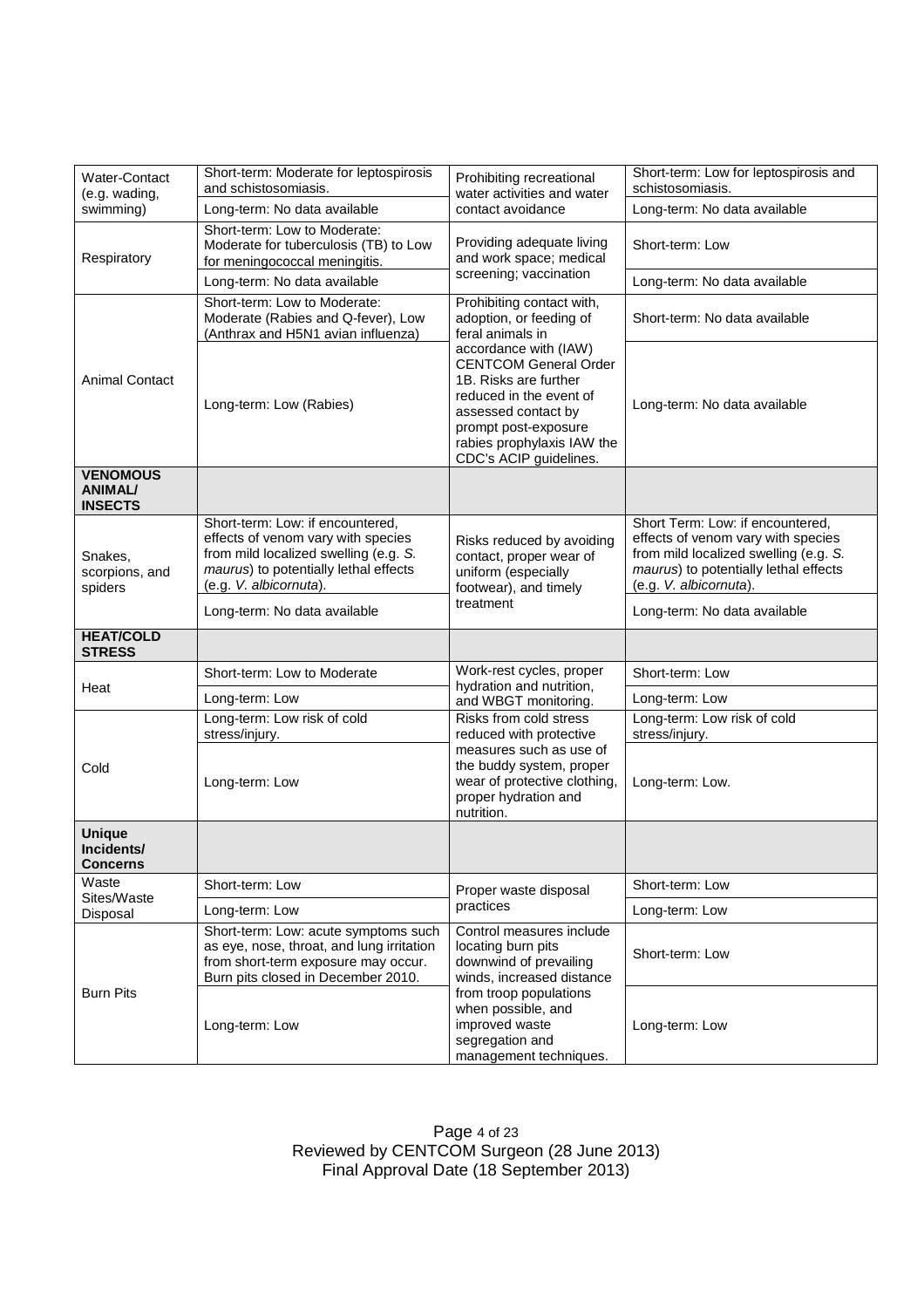| Water-Contact (e.g. wading, swimming) | Short-term: Moderate for leptospirosis and schistosomiasis. | Prohibiting recreational water activities and water contact avoidance | Short-term: Low for leptospirosis and schistosomiasis. |
|---|---|---|---|
| | Long-term: No data available | | Long-term: No data available |
| Respiratory | Short-term: Low to Moderate: Moderate for tuberculosis (TB) to Low for meningococcal meningitis. | Providing adequate living and work space; medical screening; vaccination | Short-term: Low |
| | Long-term: No data available | | Long-term: No data available |
| Animal Contact | Short-term: Low to Moderate: Moderate (Rabies and Q-fever), Low (Anthrax and H5N1 avian influenza) | Prohibiting contact with, adoption, or feeding of feral animals in accordance with (IAW) CENTCOM General Order 1B. Risks are further reduced in the event of assessed contact by prompt post-exposure rabies prophylaxis IAW the CDC's ACIP guidelines. | Short-term: No data available |
| | Long-term: Low (Rabies) | | Long-term: No data available |
| **VENOMOUS ANIMAL/ INSECTS** | | | |
| Snakes, scorpions, and spiders | Short-term: Low: if encountered, effects of venom vary with species from mild localized swelling (e.g. *S. maurus*) to potentially lethal effects (e.g. *V. albicornuta*). | Risks reduced by avoiding contact, proper wear of uniform (especially footwear), and timely treatment | Short Term: Low: if encountered, effects of venom vary with species from mild localized swelling (e.g. *S. maurus*) to potentially lethal effects (e.g. *V. albicornuta*). |
| | Long-term: No data available | | Long-term: No data available |
| **HEAT/COLD STRESS** | | | |
| Heat | Short-term: Low to Moderate | Work-rest cycles, proper hydration and nutrition, and WBGT monitoring. | Short-term: Low |
| | Long-term: Low | | Long-term: Low |
| Cold | Long-term: Low risk of cold stress/injury. | Risks from cold stress reduced with protective measures such as use of the buddy system, proper wear of protective clothing, proper hydration and nutrition. | Long-term: Low risk of cold stress/injury. |
| | Long-term: Low | | Long-term: Low. |
| **Unique Incidents/ Concerns** | | | |
| Waste Sites/Waste Disposal | Short-term: Low | Proper waste disposal practices | Short-term: Low |
| | Long-term: Low | | Long-term: Low |
| Burn Pits | Short-term: Low: acute symptoms such as eye, nose, throat, and lung irritation from short-term exposure may occur. Burn pits closed in December 2010. | Control measures include locating burn pits downwind of prevailing winds, increased distance from troop populations when possible, and improved waste segregation and management techniques. | Short-term: Low |
| | Long-term: Low | | Long-term: Low |

Reviewed by CENTCOM Surgeon (28 June 2013)
Final Approval Date (18 September 2013)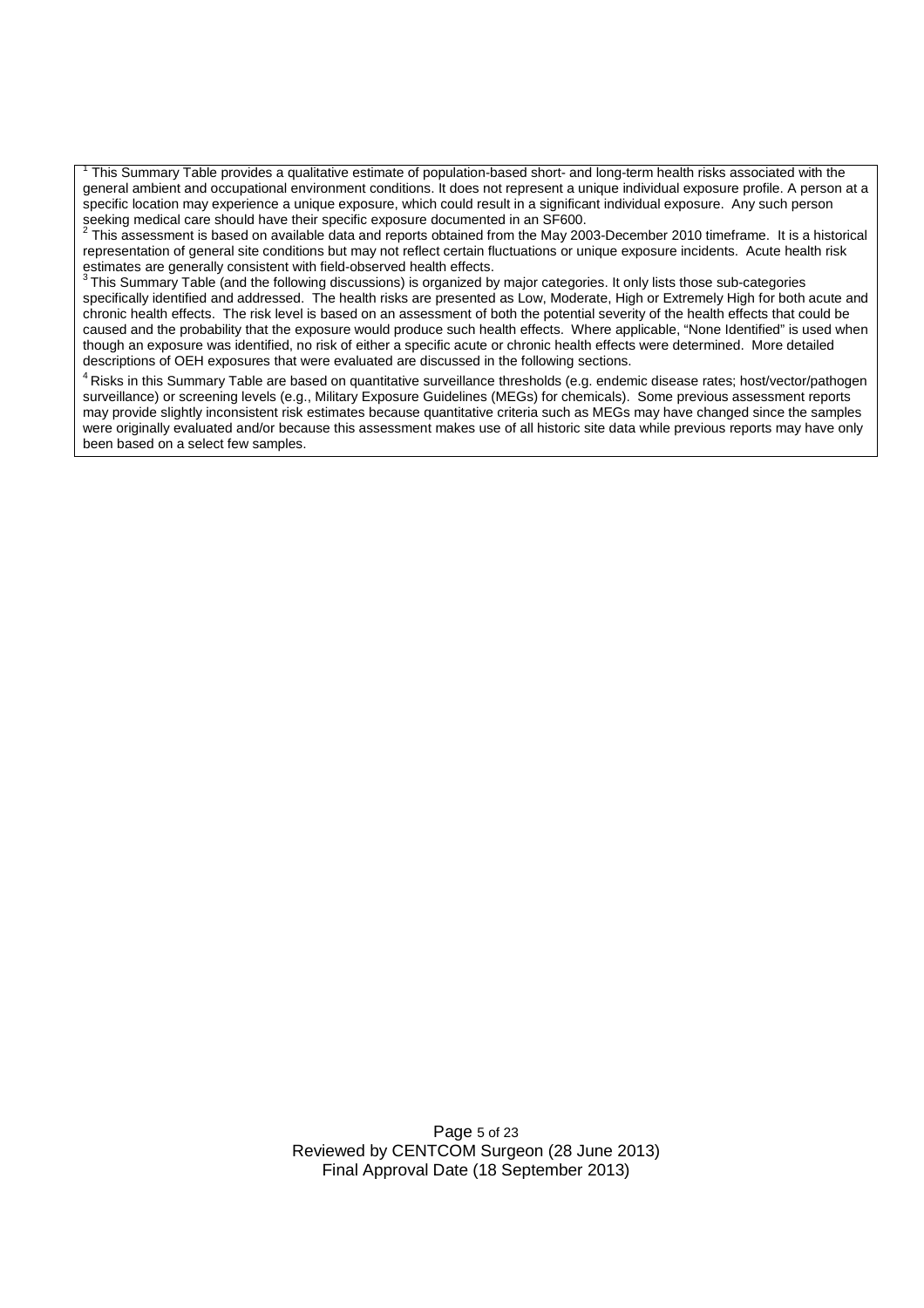[1] This Summary Table provides a qualitative estimate of population-based short- and long-term health risks associated with the general ambient and occupational environment conditions. It does not represent a unique individual exposure profile. A person at a specific location may experience a unique exposure, which could result in a significant individual exposure. Any such person seeking medical care should have their specific exposure documented in an SF600.

[2] This assessment is based on available data and reports obtained from the May 2003-December 2010 timeframe. It is a historical representation of general site conditions but may not reflect certain fluctuations or unique exposure incidents. Acute health risk estimates are generally consistent with field-observed health effects.

[3] This Summary Table (and the following discussions) is organized by major categories. It only lists those sub-categories specifically identified and addressed. The health risks are presented as Low, Moderate, High or Extremely High for both acute and chronic health effects. The risk level is based on an assessment of both the potential severity of the health effects that could be caused and the probability that the exposure would produce such health effects. Where applicable, "None Identified" is used when though an exposure was identified, no risk of either a specific acute or chronic health effects were determined. More detailed descriptions of OEH exposures that were evaluated are discussed in the following sections.

[4] Risks in this Summary Table are based on quantitative surveillance thresholds (e.g. endemic disease rates; host/vector/pathogen surveillance) or screening levels (e.g., Military Exposure Guidelines (MEGs) for chemicals). Some previous assessment reports may provide slightly inconsistent risk estimates because quantitative criteria such as MEGs may have changed since the samples were originally evaluated and/or because this assessment makes use of all historic site data while previous reports may have only been based on a select few samples.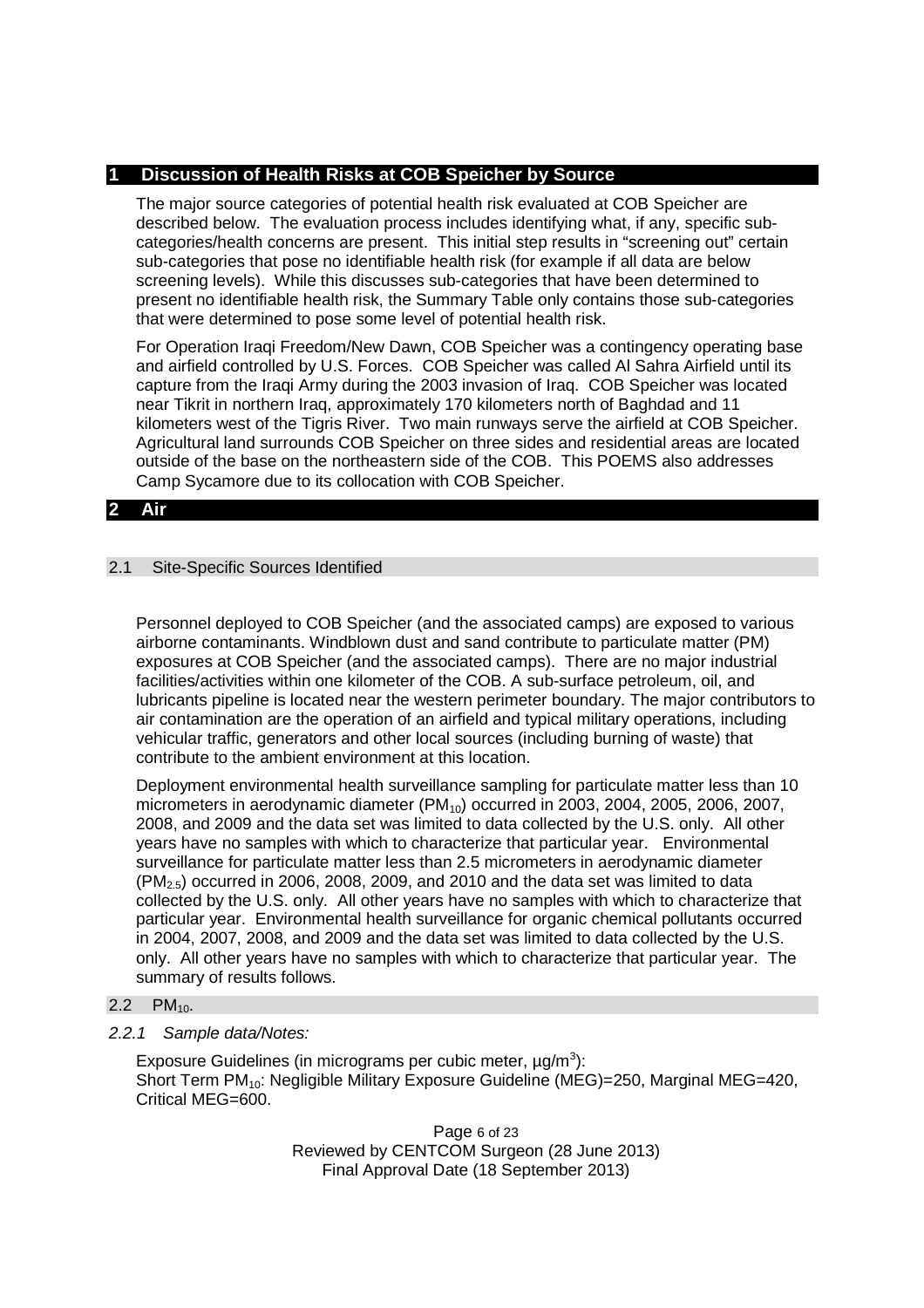## 1 Discussion of Health Risks at COB Speicher by Source

The major source categories of potential health risk evaluated at COB Speicher are described below. The evaluation process includes identifying what, if any, specific sub-categories/health concerns are present. This initial step results in "screening out" certain sub-categories that pose no identifiable health risk (for example if all data are below screening levels). While this discusses sub-categories that have been determined to present no identifiable health risk, the Summary Table only contains those sub-categories that were determined to pose some level of potential health risk.

For Operation Iraqi Freedom/New Dawn, COB Speicher was a contingency operating base and airfield controlled by U.S. Forces. COB Speicher was called Al Sahra Airfield until its capture from the Iraqi Army during the 2003 invasion of Iraq. COB Speicher was located near Tikrit in northern Iraq, approximately 170 kilometers north of Baghdad and 11 kilometers west of the Tigris River. Two main runways serve the airfield at COB Speicher. Agricultural land surrounds COB Speicher on three sides and residential areas are located outside of the base on the northeastern side of the COB. This POEMS also addresses Camp Sycamore due to its collocation with COB Speicher.

## 2 Air

### 2.1 Site-Specific Sources Identified

Personnel deployed to COB Speicher (and the associated camps) are exposed to various airborne contaminants. Windblown dust and sand contribute to particulate matter (PM) exposures at COB Speicher (and the associated camps). There are no major industrial facilities/activities within one kilometer of the COB. A sub-surface petroleum, oil, and lubricants pipeline is located near the western perimeter boundary. The major contributors to air contamination are the operation of an airfield and typical military operations, including vehicular traffic, generators and other local sources (including burning of waste) that contribute to the ambient environment at this location.

Deployment environmental health surveillance sampling for particulate matter less than 10 micrometers in aerodynamic diameter ($PM_{10}$) occurred in 2003, 2004, 2005, 2006, 2007, 2008, and 2009 and the data set was limited to data collected by the U.S. only. All other years have no samples with which to characterize that particular year. Environmental surveillance for particulate matter less than 2.5 micrometers in aerodynamic diameter ($PM_{2.5}$) occurred in 2006, 2008, 2009, and 2010 and the data set was limited to data collected by the U.S. only. All other years have no samples with which to characterize that particular year. Environmental health surveillance for organic chemical pollutants occurred in 2004, 2007, 2008, and 2009 and the data set was limited to data collected by the U.S. only. All other years have no samples with which to characterize that particular year. The summary of results follows.

### 2.2 $PM_{10}$.

#### *2.2.1 Sample data/Notes:*

Exposure Guidelines (in micrograms per cubic meter, $\mu g/m^3$):
Short Term $PM_{10}$: Negligible Military Exposure Guideline (MEG)=250, Marginal MEG=420, Critical MEG=600.

Reviewed by CENTCOM Surgeon (28 June 2013)
Final Approval Date (18 September 2013)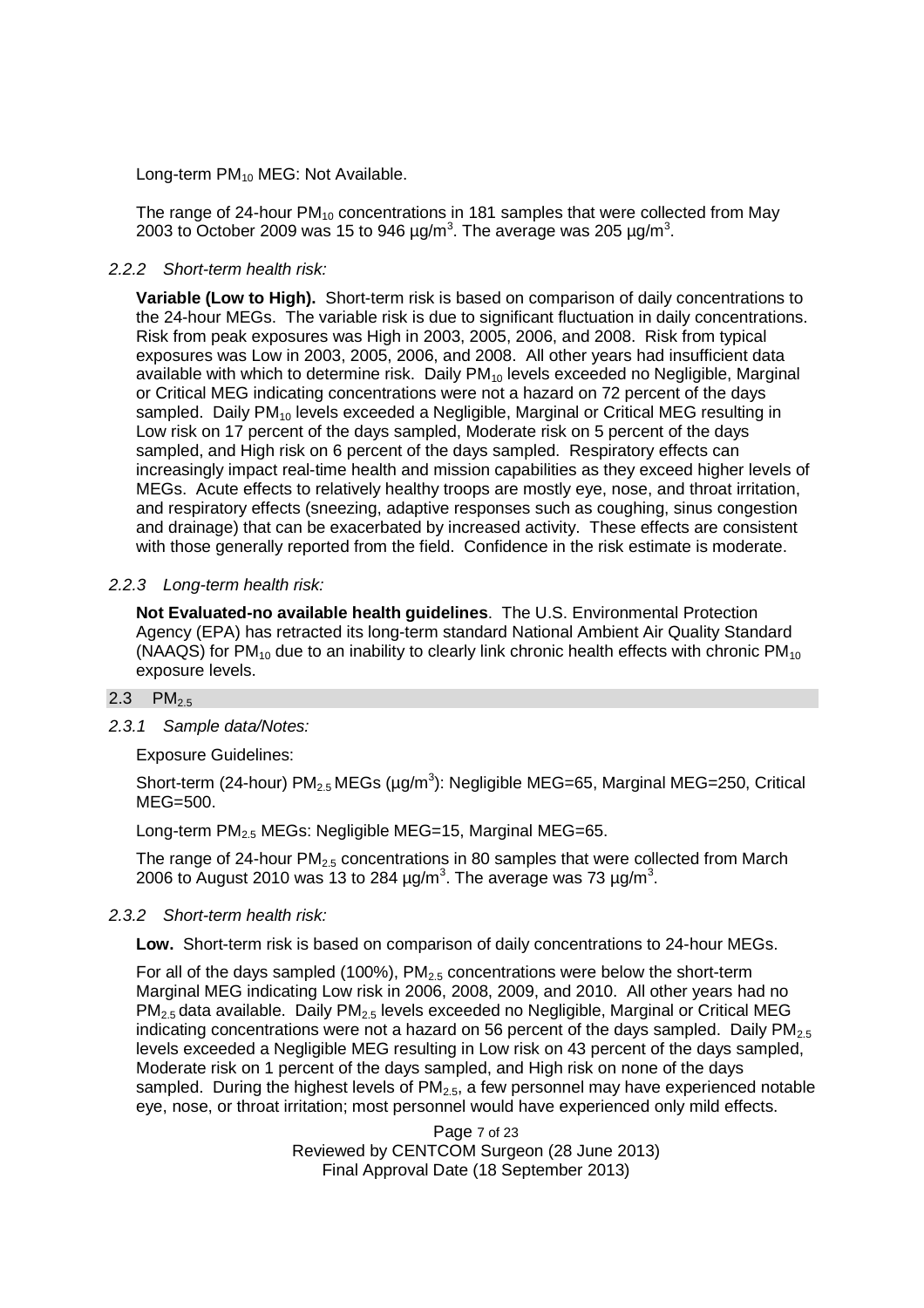Long-term $PM_{10}$ MEG: Not Available.

The range of 24-hour $PM_{10}$ concentrations in 181 samples that were collected from May 2003 to October 2009 was 15 to 946 µg/m$^3$. The average was 205 µg/m$^3$.

### *2.2.2 Short-term health risk:*

**Variable (Low to High).** Short-term risk is based on comparison of daily concentrations to the 24-hour MEGs. The variable risk is due to significant fluctuation in daily concentrations. Risk from peak exposures was High in 2003, 2005, 2006, and 2008. Risk from typical exposures was Low in 2003, 2005, 2006, and 2008. All other years had insufficient data available with which to determine risk. Daily $PM_{10}$ levels exceeded no Negligible, Marginal or Critical MEG indicating concentrations were not a hazard on 72 percent of the days sampled. Daily $PM_{10}$ levels exceeded a Negligible, Marginal or Critical MEG resulting in Low risk on 17 percent of the days sampled, Moderate risk on 5 percent of the days sampled, and High risk on 6 percent of the days sampled. Respiratory effects can increasingly impact real-time health and mission capabilities as they exceed higher levels of MEGs. Acute effects to relatively healthy troops are mostly eye, nose, and throat irritation, and respiratory effects (sneezing, adaptive responses such as coughing, sinus congestion and drainage) that can be exacerbated by increased activity. These effects are consistent with those generally reported from the field. Confidence in the risk estimate is moderate.

### *2.2.3 Long-term health risk:*

**Not Evaluated-no available health guidelines**. The U.S. Environmental Protection Agency (EPA) has retracted its long-term standard National Ambient Air Quality Standard (NAAQS) for $PM_{10}$ due to an inability to clearly link chronic health effects with chronic $PM_{10}$ exposure levels.

## 2.3 $PM_{2.5}$

### *2.3.1 Sample data/Notes:*

Exposure Guidelines:

Short-term (24-hour) $PM_{2.5}$ MEGs (µg/m$^3$): Negligible MEG=65, Marginal MEG=250, Critical MEG=500.

Long-term $PM_{2.5}$ MEGs: Negligible MEG=15, Marginal MEG=65.

The range of 24-hour $PM_{2.5}$ concentrations in 80 samples that were collected from March 2006 to August 2010 was 13 to 284 µg/m$^3$. The average was 73 µg/m$^3$.

### *2.3.2 Short-term health risk:*

**Low.** Short-term risk is based on comparison of daily concentrations to 24-hour MEGs.

For all of the days sampled (100%), $PM_{2.5}$ concentrations were below the short-term Marginal MEG indicating Low risk in 2006, 2008, 2009, and 2010. All other years had no $PM_{2.5}$ data available. Daily $PM_{2.5}$ levels exceeded no Negligible, Marginal or Critical MEG indicating concentrations were not a hazard on 56 percent of the days sampled. Daily $PM_{2.5}$ levels exceeded a Negligible MEG resulting in Low risk on 43 percent of the days sampled, Moderate risk on 1 percent of the days sampled, and High risk on none of the days sampled. During the highest levels of $PM_{2.5}$, a few personnel may have experienced notable eye, nose, or throat irritation; most personnel would have experienced only mild effects.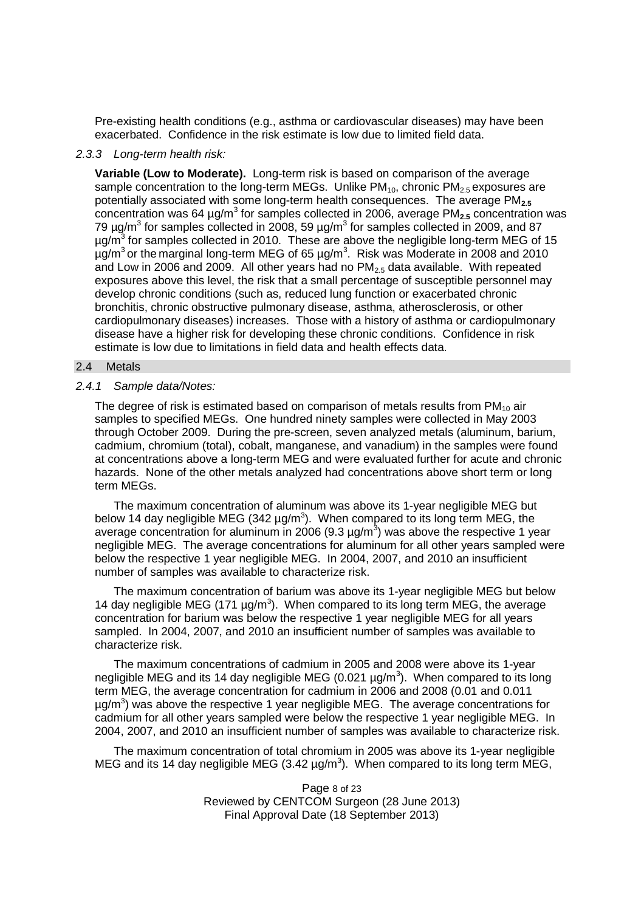Pre-existing health conditions (e.g., asthma or cardiovascular diseases) may have been exacerbated. Confidence in the risk estimate is low due to limited field data.

### *2.3.3 Long-term health risk:*

**Variable (Low to Moderate).** Long-term risk is based on comparison of the average sample concentration to the long-term MEGs. Unlike $PM_{10}$, chronic $PM_{2.5}$ exposures are potentially associated with some long-term health consequences. The average $\mathbf{PM_{2.5}}$ concentration was 64 µg/m$^3$ for samples collected in 2006, average $\mathbf{PM_{2.5}}$ concentration was 79 µg/m$^3$ for samples collected in 2008, 59 µg/m$^3$ for samples collected in 2009, and 87 µg/m$^3$ for samples collected in 2010. These are above the negligible long-term MEG of 15 µg/m$^3$ or the marginal long-term MEG of 65 µg/m$^3$. Risk was Moderate in 2008 and 2010 and Low in 2006 and 2009. All other years had no $PM_{2.5}$ data available. With repeated exposures above this level, the risk that a small percentage of susceptible personnel may develop chronic conditions (such as, reduced lung function or exacerbated chronic bronchitis, chronic obstructive pulmonary disease, asthma, atherosclerosis, or other cardiopulmonary diseases) increases. Those with a history of asthma or cardiopulmonary disease have a higher risk for developing these chronic conditions. Confidence in risk estimate is low due to limitations in field data and health effects data.

## 2.4 Metals

### *2.4.1 Sample data/Notes:*

The degree of risk is estimated based on comparison of metals results from $PM_{10}$ air samples to specified MEGs. One hundred ninety samples were collected in May 2003 through October 2009. During the pre-screen, seven analyzed metals (aluminum, barium, cadmium, chromium (total), cobalt, manganese, and vanadium) in the samples were found at concentrations above a long-term MEG and were evaluated further for acute and chronic hazards. None of the other metals analyzed had concentrations above short term or long term MEGs.

The maximum concentration of aluminum was above its 1-year negligible MEG but below 14 day negligible MEG (342 µg/m$^3$). When compared to its long term MEG, the average concentration for aluminum in 2006 (9.3 µg/m$^3$) was above the respective 1 year negligible MEG. The average concentrations for aluminum for all other years sampled were below the respective 1 year negligible MEG. In 2004, 2007, and 2010 an insufficient number of samples was available to characterize risk.

The maximum concentration of barium was above its 1-year negligible MEG but below 14 day negligible MEG (171 µg/m$^3$). When compared to its long term MEG, the average concentration for barium was below the respective 1 year negligible MEG for all years sampled. In 2004, 2007, and 2010 an insufficient number of samples was available to characterize risk.

The maximum concentrations of cadmium in 2005 and 2008 were above its 1-year negligible MEG and its 14 day negligible MEG (0.021 µg/m$^3$). When compared to its long term MEG, the average concentration for cadmium in 2006 and 2008 (0.01 and 0.011 µg/m$^3$) was above the respective 1 year negligible MEG. The average concentrations for cadmium for all other years sampled were below the respective 1 year negligible MEG. In 2004, 2007, and 2010 an insufficient number of samples was available to characterize risk.

The maximum concentration of total chromium in 2005 was above its 1-year negligible MEG and its 14 day negligible MEG (3.42 µg/m$^3$). When compared to its long term MEG,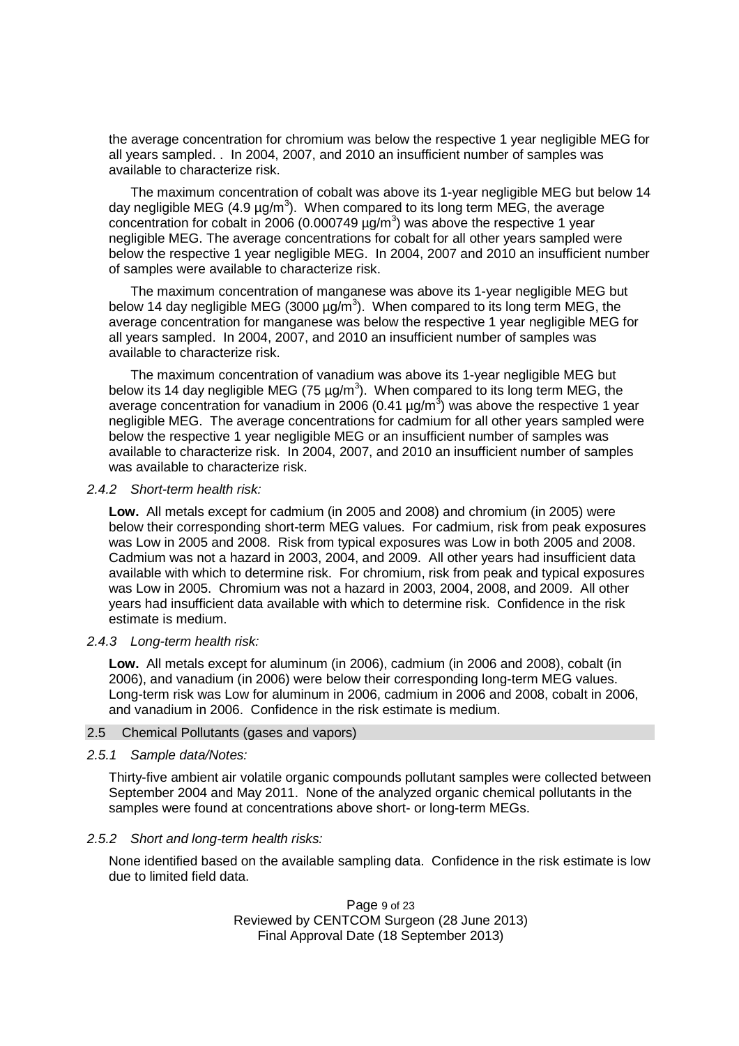the average concentration for chromium was below the respective 1 year negligible MEG for all years sampled. . In 2004, 2007, and 2010 an insufficient number of samples was available to characterize risk.

The maximum concentration of cobalt was above its 1-year negligible MEG but below 14 day negligible MEG (4.9 $\mu g/m^3$). When compared to its long term MEG, the average concentration for cobalt in 2006 (0.000749 $\mu g/m^3$) was above the respective 1 year negligible MEG. The average concentrations for cobalt for all other years sampled were below the respective 1 year negligible MEG. In 2004, 2007 and 2010 an insufficient number of samples were available to characterize risk.

The maximum concentration of manganese was above its 1-year negligible MEG but below 14 day negligible MEG (3000 $\mu g/m^3$). When compared to its long term MEG, the average concentration for manganese was below the respective 1 year negligible MEG for all years sampled. In 2004, 2007, and 2010 an insufficient number of samples was available to characterize risk.

The maximum concentration of vanadium was above its 1-year negligible MEG but below its 14 day negligible MEG (75 $\mu g/m^3$). When compared to its long term MEG, the average concentration for vanadium in 2006 (0.41 $\mu g/m^3$) was above the respective 1 year negligible MEG. The average concentrations for cadmium for all other years sampled were below the respective 1 year negligible MEG or an insufficient number of samples was available to characterize risk. In 2004, 2007, and 2010 an insufficient number of samples was available to characterize risk.

*2.4.2 Short-term health risk:*

**Low.** All metals except for cadmium (in 2005 and 2008) and chromium (in 2005) were below their corresponding short-term MEG values. For cadmium, risk from peak exposures was Low in 2005 and 2008. Risk from typical exposures was Low in both 2005 and 2008. Cadmium was not a hazard in 2003, 2004, and 2009. All other years had insufficient data available with which to determine risk. For chromium, risk from peak and typical exposures was Low in 2005. Chromium was not a hazard in 2003, 2004, 2008, and 2009. All other years had insufficient data available with which to determine risk. Confidence in the risk estimate is medium.

*2.4.3 Long-term health risk:*

**Low.** All metals except for aluminum (in 2006), cadmium (in 2006 and 2008), cobalt (in 2006), and vanadium (in 2006) were below their corresponding long-term MEG values. Long-term risk was Low for aluminum in 2006, cadmium in 2006 and 2008, cobalt in 2006, and vanadium in 2006. Confidence in the risk estimate is medium.

## 2.5 Chemical Pollutants (gases and vapors)

*2.5.1 Sample data/Notes:*

Thirty-five ambient air volatile organic compounds pollutant samples were collected between September 2004 and May 2011. None of the analyzed organic chemical pollutants in the samples were found at concentrations above short- or long-term MEGs.

*2.5.2 Short and long-term health risks:*

None identified based on the available sampling data. Confidence in the risk estimate is low due to limited field data.

Reviewed by CENTCOM Surgeon (28 June 2013)
Final Approval Date (18 September 2013)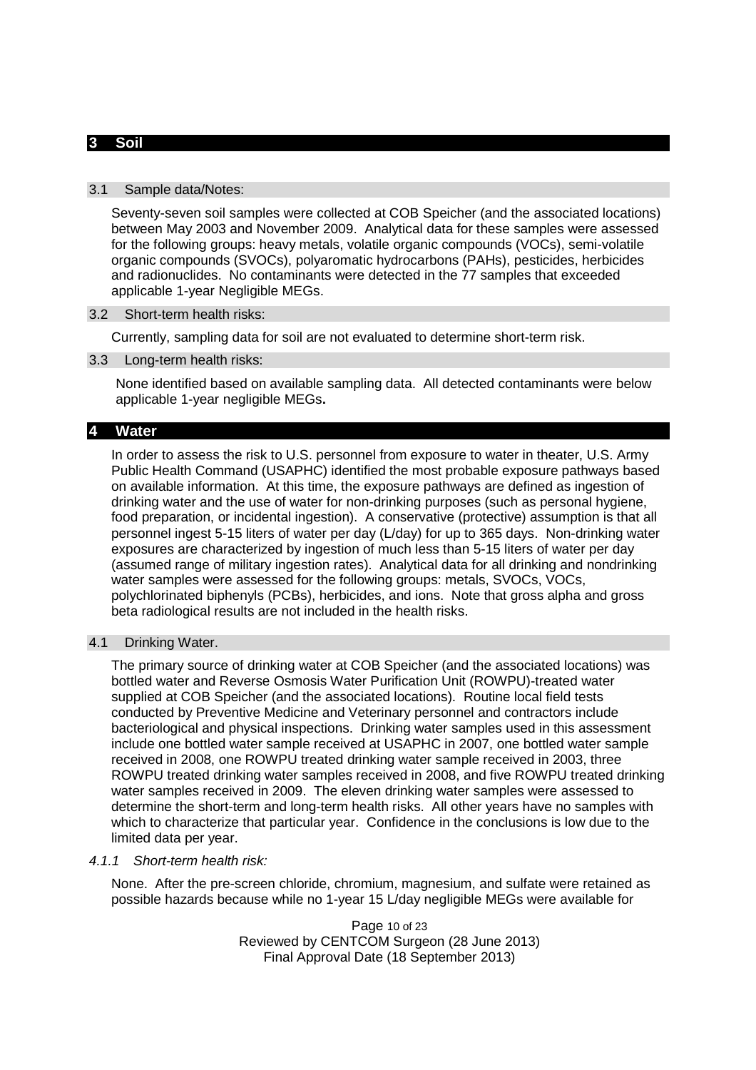## 3 Soil

### 3.1 Sample data/Notes:

Seventy-seven soil samples were collected at COB Speicher (and the associated locations) between May 2003 and November 2009. Analytical data for these samples were assessed for the following groups: heavy metals, volatile organic compounds (VOCs), semi-volatile organic compounds (SVOCs), polyaromatic hydrocarbons (PAHs), pesticides, herbicides and radionuclides. No contaminants were detected in the 77 samples that exceeded applicable 1-year Negligible MEGs.

### 3.2 Short-term health risks:

Currently, sampling data for soil are not evaluated to determine short-term risk.

### 3.3 Long-term health risks:

None identified based on available sampling data. All detected contaminants were below applicable 1-year negligible MEGs**.**

## 4 Water

In order to assess the risk to U.S. personnel from exposure to water in theater, U.S. Army Public Health Command (USAPHC) identified the most probable exposure pathways based on available information. At this time, the exposure pathways are defined as ingestion of drinking water and the use of water for non-drinking purposes (such as personal hygiene, food preparation, or incidental ingestion). A conservative (protective) assumption is that all personnel ingest 5-15 liters of water per day (L/day) for up to 365 days. Non-drinking water exposures are characterized by ingestion of much less than 5-15 liters of water per day (assumed range of military ingestion rates). Analytical data for all drinking and nondrinking water samples were assessed for the following groups: metals, SVOCs, VOCs, polychlorinated biphenyls (PCBs), herbicides, and ions. Note that gross alpha and gross beta radiological results are not included in the health risks.

### 4.1 Drinking Water.

The primary source of drinking water at COB Speicher (and the associated locations) was bottled water and Reverse Osmosis Water Purification Unit (ROWPU)-treated water supplied at COB Speicher (and the associated locations). Routine local field tests conducted by Preventive Medicine and Veterinary personnel and contractors include bacteriological and physical inspections. Drinking water samples used in this assessment include one bottled water sample received at USAPHC in 2007, one bottled water sample received in 2008, one ROWPU treated drinking water sample received in 2003, three ROWPU treated drinking water samples received in 2008, and five ROWPU treated drinking water samples received in 2009. The eleven drinking water samples were assessed to determine the short-term and long-term health risks. All other years have no samples with which to characterize that particular year. Confidence in the conclusions is low due to the limited data per year.

#### *4.1.1 Short-term health risk:*

None. After the pre-screen chloride, chromium, magnesium, and sulfate were retained as possible hazards because while no 1-year 15 L/day negligible MEGs were available for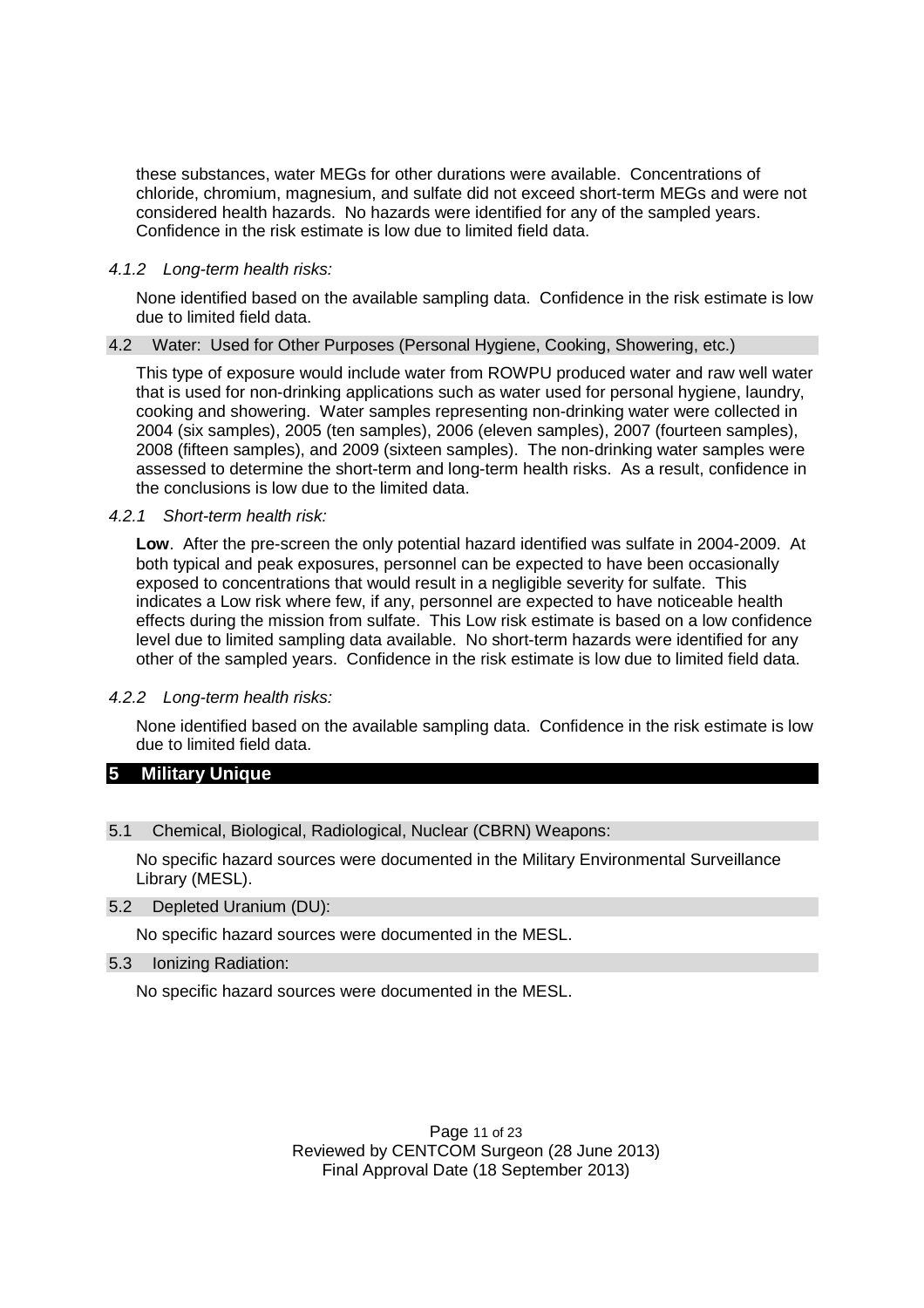these substances, water MEGs for other durations were available. Concentrations of chloride, chromium, magnesium, and sulfate did not exceed short-term MEGs and were not considered health hazards. No hazards were identified for any of the sampled years. Confidence in the risk estimate is low due to limited field data.

#### *4.1.2 Long-term health risks:*

None identified based on the available sampling data. Confidence in the risk estimate is low due to limited field data.

### 4.2 Water: Used for Other Purposes (Personal Hygiene, Cooking, Showering, etc.)

This type of exposure would include water from ROWPU produced water and raw well water that is used for non-drinking applications such as water used for personal hygiene, laundry, cooking and showering. Water samples representing non-drinking water were collected in 2004 (six samples), 2005 (ten samples), 2006 (eleven samples), 2007 (fourteen samples), 2008 (fifteen samples), and 2009 (sixteen samples). The non-drinking water samples were assessed to determine the short-term and long-term health risks. As a result, confidence in the conclusions is low due to the limited data.

#### *4.2.1 Short-term health risk:*

**Low**. After the pre-screen the only potential hazard identified was sulfate in 2004-2009. At both typical and peak exposures, personnel can be expected to have been occasionally exposed to concentrations that would result in a negligible severity for sulfate. This indicates a Low risk where few, if any, personnel are expected to have noticeable health effects during the mission from sulfate. This Low risk estimate is based on a low confidence level due to limited sampling data available. No short-term hazards were identified for any other of the sampled years. Confidence in the risk estimate is low due to limited field data.

#### *4.2.2 Long-term health risks:*

None identified based on the available sampling data. Confidence in the risk estimate is low due to limited field data.

## 5 Military Unique

### 5.1 Chemical, Biological, Radiological, Nuclear (CBRN) Weapons:

No specific hazard sources were documented in the Military Environmental Surveillance Library (MESL).

### 5.2 Depleted Uranium (DU):

No specific hazard sources were documented in the MESL.

### 5.3 Ionizing Radiation:

No specific hazard sources were documented in the MESL.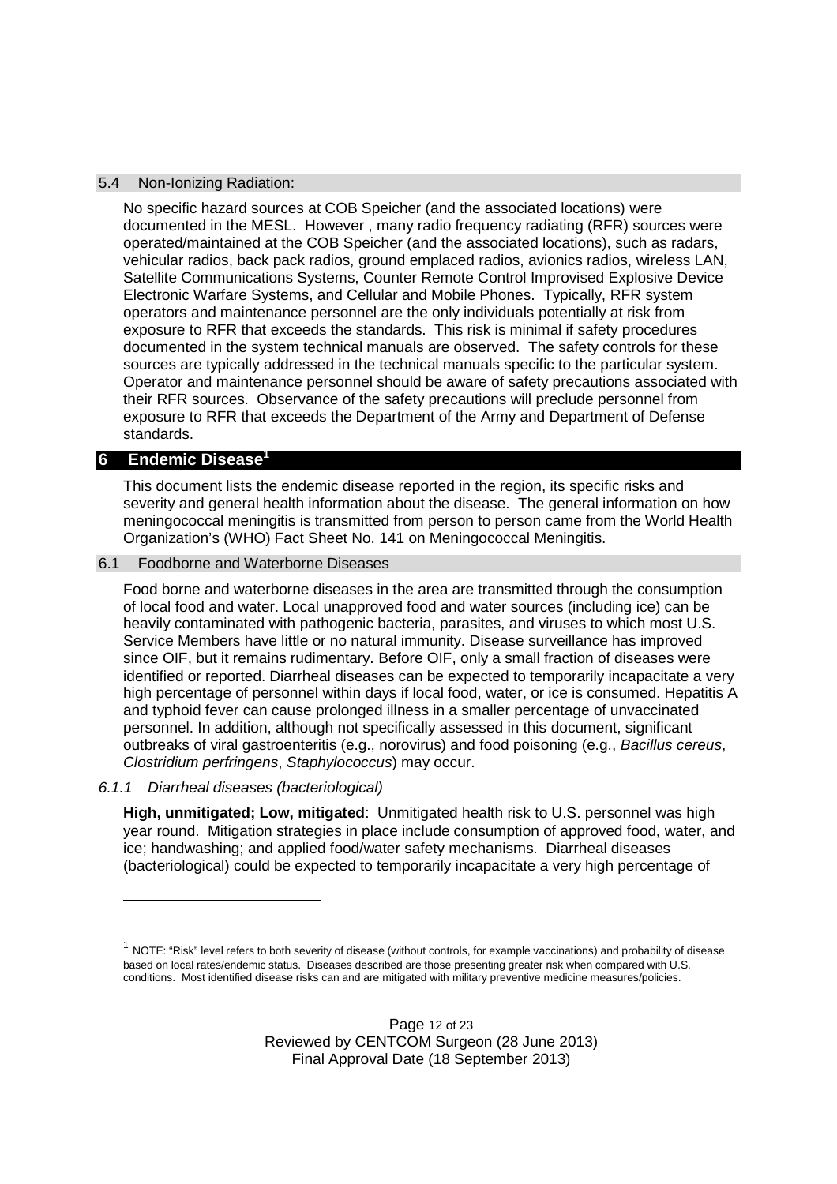### 5.4 Non-Ionizing Radiation:

No specific hazard sources at COB Speicher (and the associated locations) were documented in the MESL. However , many radio frequency radiating (RFR) sources were operated/maintained at the COB Speicher (and the associated locations), such as radars, vehicular radios, back pack radios, ground emplaced radios, avionics radios, wireless LAN, Satellite Communications Systems, Counter Remote Control Improvised Explosive Device Electronic Warfare Systems, and Cellular and Mobile Phones. Typically, RFR system operators and maintenance personnel are the only individuals potentially at risk from exposure to RFR that exceeds the standards. This risk is minimal if safety procedures documented in the system technical manuals are observed. The safety controls for these sources are typically addressed in the technical manuals specific to the particular system. Operator and maintenance personnel should be aware of safety precautions associated with their RFR sources. Observance of the safety precautions will preclude personnel from exposure to RFR that exceeds the Department of the Army and Department of Defense standards.

## 6 Endemic Disease[1]

This document lists the endemic disease reported in the region, its specific risks and severity and general health information about the disease. The general information on how meningococcal meningitis is transmitted from person to person came from the World Health Organization's (WHO) Fact Sheet No. 141 on Meningococcal Meningitis.

### 6.1 Foodborne and Waterborne Diseases

Food borne and waterborne diseases in the area are transmitted through the consumption of local food and water. Local unapproved food and water sources (including ice) can be heavily contaminated with pathogenic bacteria, parasites, and viruses to which most U.S. Service Members have little or no natural immunity. Disease surveillance has improved since OIF, but it remains rudimentary. Before OIF, only a small fraction of diseases were identified or reported. Diarrheal diseases can be expected to temporarily incapacitate a very high percentage of personnel within days if local food, water, or ice is consumed. Hepatitis A and typhoid fever can cause prolonged illness in a smaller percentage of unvaccinated personnel. In addition, although not specifically assessed in this document, significant outbreaks of viral gastroenteritis (e.g., norovirus) and food poisoning (e.g., *Bacillus cereus*, *Clostridium perfringens*, *Staphylococcus*) may occur.

#### *6.1.1 Diarrheal diseases (bacteriological)*

**High, unmitigated; Low, mitigated**: Unmitigated health risk to U.S. personnel was high year round. Mitigation strategies in place include consumption of approved food, water, and ice; handwashing; and applied food/water safety mechanisms. Diarrheal diseases (bacteriological) could be expected to temporarily incapacitate a very high percentage of

[1] NOTE: "Risk" level refers to both severity of disease (without controls, for example vaccinations) and probability of disease based on local rates/endemic status. Diseases described are those presenting greater risk when compared with U.S. conditions. Most identified disease risks can and are mitigated with military preventive medicine measures/policies.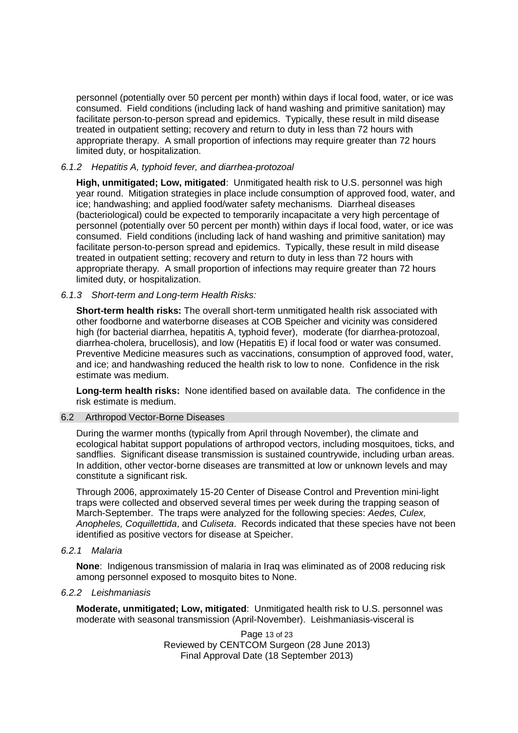personnel (potentially over 50 percent per month) within days if local food, water, or ice was consumed. Field conditions (including lack of hand washing and primitive sanitation) may facilitate person-to-person spread and epidemics. Typically, these result in mild disease treated in outpatient setting; recovery and return to duty in less than 72 hours with appropriate therapy. A small proportion of infections may require greater than 72 hours limited duty, or hospitalization.

#### *6.1.2 Hepatitis A, typhoid fever, and diarrhea-protozoal*

**High, unmitigated; Low, mitigated**: Unmitigated health risk to U.S. personnel was high year round. Mitigation strategies in place include consumption of approved food, water, and ice; handwashing; and applied food/water safety mechanisms. Diarrheal diseases (bacteriological) could be expected to temporarily incapacitate a very high percentage of personnel (potentially over 50 percent per month) within days if local food, water, or ice was consumed. Field conditions (including lack of hand washing and primitive sanitation) may facilitate person-to-person spread and epidemics. Typically, these result in mild disease treated in outpatient setting; recovery and return to duty in less than 72 hours with appropriate therapy. A small proportion of infections may require greater than 72 hours limited duty, or hospitalization.

#### *6.1.3 Short-term and Long-term Health Risks:*

**Short-term health risks:** The overall short-term unmitigated health risk associated with other foodborne and waterborne diseases at COB Speicher and vicinity was considered high (for bacterial diarrhea, hepatitis A, typhoid fever), moderate (for diarrhea-protozoal, diarrhea-cholera, brucellosis), and low (Hepatitis E) if local food or water was consumed. Preventive Medicine measures such as vaccinations, consumption of approved food, water, and ice; and handwashing reduced the health risk to low to none. Confidence in the risk estimate was medium.

**Long-term health risks:** None identified based on available data. The confidence in the risk estimate is medium.

### 6.2 Arthropod Vector-Borne Diseases

During the warmer months (typically from April through November), the climate and ecological habitat support populations of arthropod vectors, including mosquitoes, ticks, and sandflies. Significant disease transmission is sustained countrywide, including urban areas. In addition, other vector-borne diseases are transmitted at low or unknown levels and may constitute a significant risk.

Through 2006, approximately 15-20 Center of Disease Control and Prevention mini-light traps were collected and observed several times per week during the trapping season of March-September. The traps were analyzed for the following species: *Aedes, Culex, Anopheles, Coquillettida*, and *Culiseta*. Records indicated that these species have not been identified as positive vectors for disease at Speicher.

#### *6.2.1 Malaria*

**None**: Indigenous transmission of malaria in Iraq was eliminated as of 2008 reducing risk among personnel exposed to mosquito bites to None.

#### *6.2.2 Leishmaniasis*

**Moderate, unmitigated; Low, mitigated**: Unmitigated health risk to U.S. personnel was moderate with seasonal transmission (April-November). Leishmaniasis-visceral is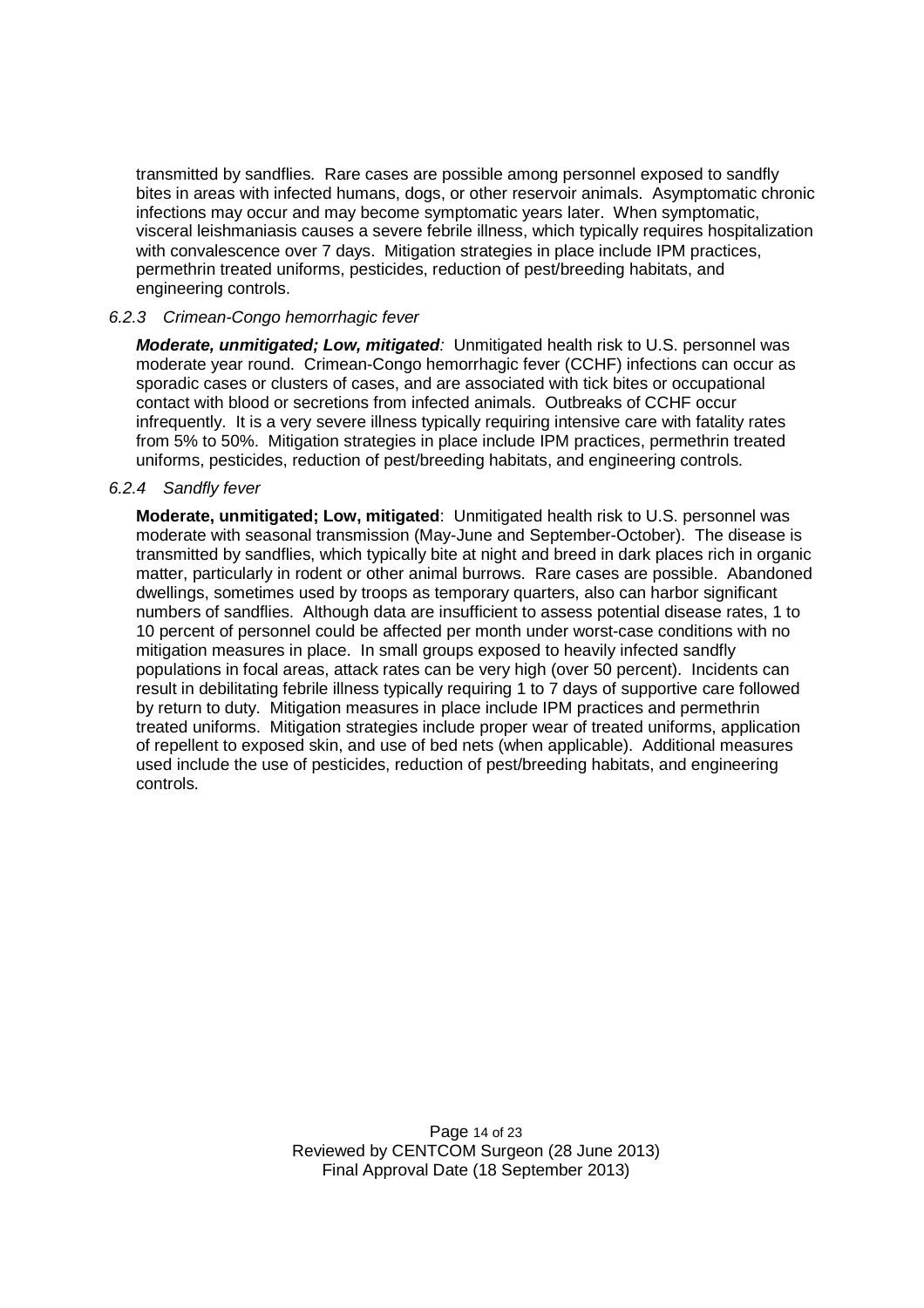transmitted by sandflies. Rare cases are possible among personnel exposed to sandfly bites in areas with infected humans, dogs, or other reservoir animals. Asymptomatic chronic infections may occur and may become symptomatic years later. When symptomatic, visceral leishmaniasis causes a severe febrile illness, which typically requires hospitalization with convalescence over 7 days. Mitigation strategies in place include IPM practices, permethrin treated uniforms, pesticides, reduction of pest/breeding habitats, and engineering controls.

#### *6.2.3 Crimean-Congo hemorrhagic fever*

***Moderate, unmitigated; Low, mitigated**:* Unmitigated health risk to U.S. personnel was moderate year round. Crimean-Congo hemorrhagic fever (CCHF) infections can occur as sporadic cases or clusters of cases, and are associated with tick bites or occupational contact with blood or secretions from infected animals. Outbreaks of CCHF occur infrequently. It is a very severe illness typically requiring intensive care with fatality rates from 5% to 50%. Mitigation strategies in place include IPM practices, permethrin treated uniforms, pesticides, reduction of pest/breeding habitats, and engineering controls.

#### *6.2.4 Sandfly fever*

**Moderate, unmitigated; Low, mitigated**: Unmitigated health risk to U.S. personnel was moderate with seasonal transmission (May-June and September-October). The disease is transmitted by sandflies, which typically bite at night and breed in dark places rich in organic matter, particularly in rodent or other animal burrows. Rare cases are possible. Abandoned dwellings, sometimes used by troops as temporary quarters, also can harbor significant numbers of sandflies. Although data are insufficient to assess potential disease rates, 1 to 10 percent of personnel could be affected per month under worst-case conditions with no mitigation measures in place. In small groups exposed to heavily infected sandfly populations in focal areas, attack rates can be very high (over 50 percent). Incidents can result in debilitating febrile illness typically requiring 1 to 7 days of supportive care followed by return to duty. Mitigation measures in place include IPM practices and permethrin treated uniforms. Mitigation strategies include proper wear of treated uniforms, application of repellent to exposed skin, and use of bed nets (when applicable). Additional measures used include the use of pesticides, reduction of pest/breeding habitats, and engineering controls.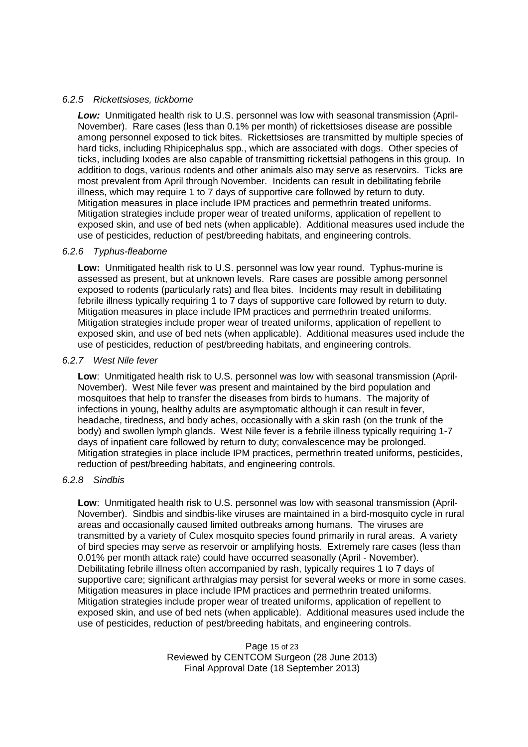#### *6.2.5 Rickettsioses, tickborne*

***Low:*** Unmitigated health risk to U.S. personnel was low with seasonal transmission (April-November). Rare cases (less than 0.1% per month) of rickettsioses disease are possible among personnel exposed to tick bites. Rickettsioses are transmitted by multiple species of hard ticks, including Rhipicephalus spp., which are associated with dogs. Other species of ticks, including Ixodes are also capable of transmitting rickettsial pathogens in this group. In addition to dogs, various rodents and other animals also may serve as reservoirs. Ticks are most prevalent from April through November. Incidents can result in debilitating febrile illness, which may require 1 to 7 days of supportive care followed by return to duty. Mitigation measures in place include IPM practices and permethrin treated uniforms. Mitigation strategies include proper wear of treated uniforms, application of repellent to exposed skin, and use of bed nets (when applicable). Additional measures used include the use of pesticides, reduction of pest/breeding habitats, and engineering controls.

#### *6.2.6 Typhus-fleaborne*

**Low:** Unmitigated health risk to U.S. personnel was low year round. Typhus-murine is assessed as present, but at unknown levels. Rare cases are possible among personnel exposed to rodents (particularly rats) and flea bites. Incidents may result in debilitating febrile illness typically requiring 1 to 7 days of supportive care followed by return to duty. Mitigation measures in place include IPM practices and permethrin treated uniforms. Mitigation strategies include proper wear of treated uniforms, application of repellent to exposed skin, and use of bed nets (when applicable). Additional measures used include the use of pesticides, reduction of pest/breeding habitats, and engineering controls.

#### *6.2.7 West Nile fever*

**Low**: Unmitigated health risk to U.S. personnel was low with seasonal transmission (April-November). West Nile fever was present and maintained by the bird population and mosquitoes that help to transfer the diseases from birds to humans. The majority of infections in young, healthy adults are asymptomatic although it can result in fever, headache, tiredness, and body aches, occasionally with a skin rash (on the trunk of the body) and swollen lymph glands. West Nile fever is a febrile illness typically requiring 1-7 days of inpatient care followed by return to duty; convalescence may be prolonged. Mitigation strategies in place include IPM practices, permethrin treated uniforms, pesticides, reduction of pest/breeding habitats, and engineering controls.

#### *6.2.8 Sindbis*

**Low**: Unmitigated health risk to U.S. personnel was low with seasonal transmission (April-November). Sindbis and sindbis-like viruses are maintained in a bird-mosquito cycle in rural areas and occasionally caused limited outbreaks among humans. The viruses are transmitted by a variety of Culex mosquito species found primarily in rural areas. A variety of bird species may serve as reservoir or amplifying hosts. Extremely rare cases (less than 0.01% per month attack rate) could have occurred seasonally (April - November). Debilitating febrile illness often accompanied by rash, typically requires 1 to 7 days of supportive care; significant arthralgias may persist for several weeks or more in some cases. Mitigation measures in place include IPM practices and permethrin treated uniforms. Mitigation strategies include proper wear of treated uniforms, application of repellent to exposed skin, and use of bed nets (when applicable). Additional measures used include the use of pesticides, reduction of pest/breeding habitats, and engineering controls.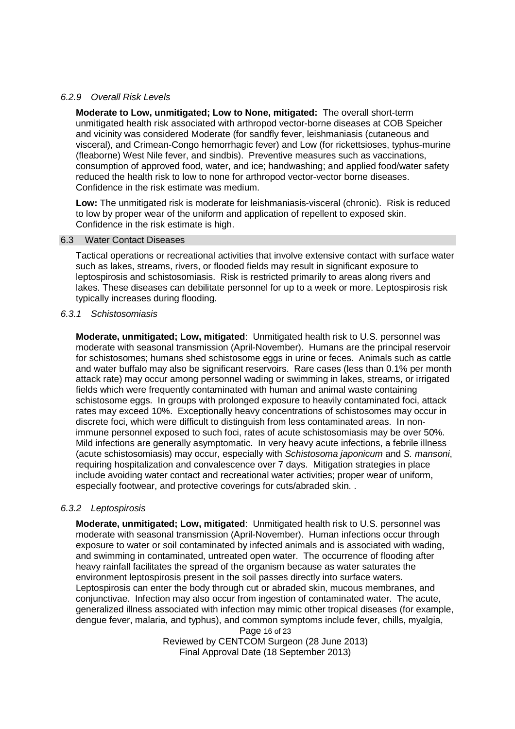#### *6.2.9 Overall Risk Levels*

**Moderate to Low, unmitigated; Low to None, mitigated:** The overall short-term unmitigated health risk associated with arthropod vector-borne diseases at COB Speicher and vicinity was considered Moderate (for sandfly fever, leishmaniasis (cutaneous and visceral), and Crimean-Congo hemorrhagic fever) and Low (for rickettsioses, typhus-murine (fleaborne) West Nile fever, and sindbis). Preventive measures such as vaccinations, consumption of approved food, water, and ice; handwashing; and applied food/water safety reduced the health risk to low to none for arthropod vector-vector borne diseases. Confidence in the risk estimate was medium.

**Low:** The unmitigated risk is moderate for leishmaniasis-visceral (chronic). Risk is reduced to low by proper wear of the uniform and application of repellent to exposed skin. Confidence in the risk estimate is high.

### 6.3 Water Contact Diseases

Tactical operations or recreational activities that involve extensive contact with surface water such as lakes, streams, rivers, or flooded fields may result in significant exposure to leptospirosis and schistosomiasis. Risk is restricted primarily to areas along rivers and lakes. These diseases can debilitate personnel for up to a week or more. Leptospirosis risk typically increases during flooding.

#### *6.3.1 Schistosomiasis*

**Moderate, unmitigated; Low, mitigated**: Unmitigated health risk to U.S. personnel was moderate with seasonal transmission (April-November). Humans are the principal reservoir for schistosomes; humans shed schistosome eggs in urine or feces. Animals such as cattle and water buffalo may also be significant reservoirs. Rare cases (less than 0.1% per month attack rate) may occur among personnel wading or swimming in lakes, streams, or irrigated fields which were frequently contaminated with human and animal waste containing schistosome eggs. In groups with prolonged exposure to heavily contaminated foci, attack rates may exceed 10%. Exceptionally heavy concentrations of schistosomes may occur in discrete foci, which were difficult to distinguish from less contaminated areas. In non-immune personnel exposed to such foci, rates of acute schistosomiasis may be over 50%. Mild infections are generally asymptomatic. In very heavy acute infections, a febrile illness (acute schistosomiasis) may occur, especially with *Schistosoma japonicum* and *S. mansoni*, requiring hospitalization and convalescence over 7 days. Mitigation strategies in place include avoiding water contact and recreational water activities; proper wear of uniform, especially footwear, and protective coverings for cuts/abraded skin. .

#### *6.3.2 Leptospirosis*

**Moderate, unmitigated; Low, mitigated**: Unmitigated health risk to U.S. personnel was moderate with seasonal transmission (April-November). Human infections occur through exposure to water or soil contaminated by infected animals and is associated with wading, and swimming in contaminated, untreated open water. The occurrence of flooding after heavy rainfall facilitates the spread of the organism because as water saturates the environment leptospirosis present in the soil passes directly into surface waters. Leptospirosis can enter the body through cut or abraded skin, mucous membranes, and conjunctivae. Infection may also occur from ingestion of contaminated water. The acute, generalized illness associated with infection may mimic other tropical diseases (for example, dengue fever, malaria, and typhus), and common symptoms include fever, chills, myalgia,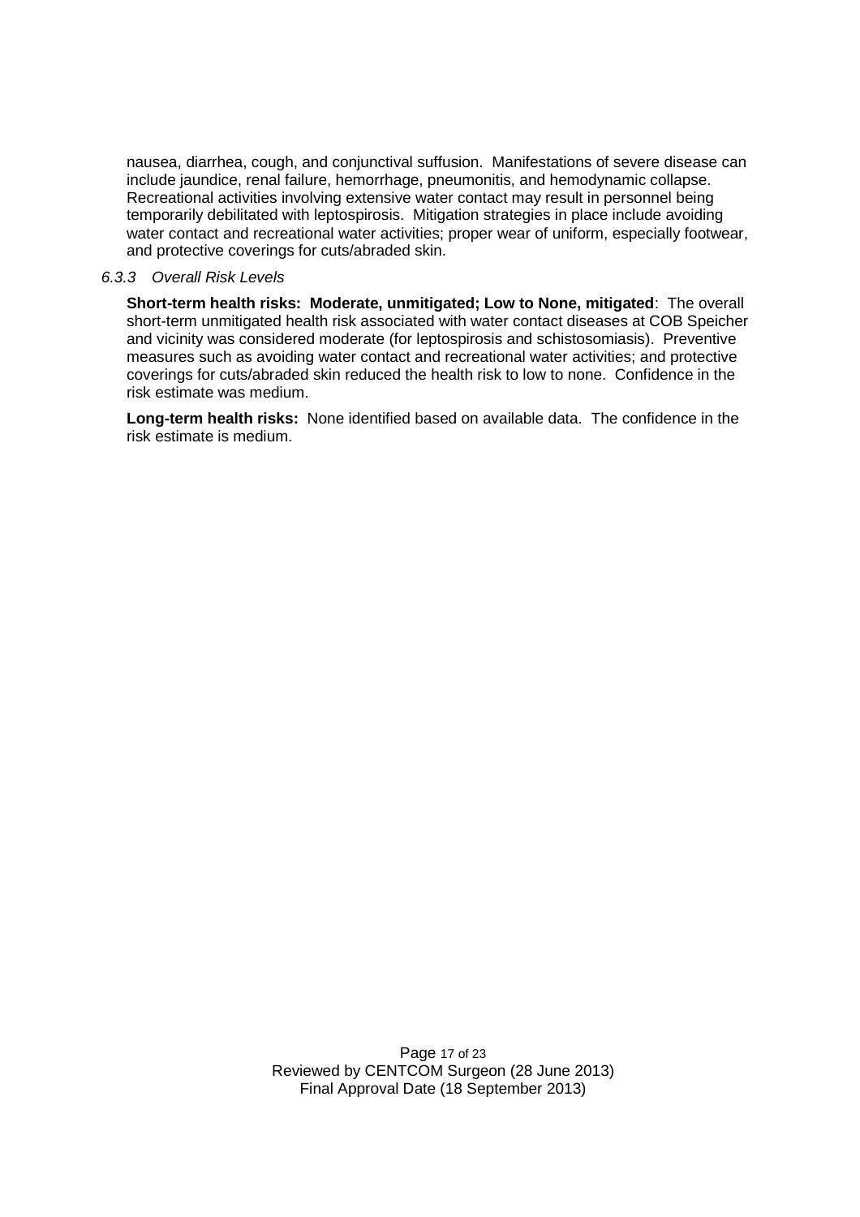nausea, diarrhea, cough, and conjunctival suffusion. Manifestations of severe disease can include jaundice, renal failure, hemorrhage, pneumonitis, and hemodynamic collapse. Recreational activities involving extensive water contact may result in personnel being temporarily debilitated with leptospirosis. Mitigation strategies in place include avoiding water contact and recreational water activities; proper wear of uniform, especially footwear, and protective coverings for cuts/abraded skin.

*6.3.3 Overall Risk Levels*

**Short-term health risks: Moderate, unmitigated; Low to None, mitigated**: The overall short-term unmitigated health risk associated with water contact diseases at COB Speicher and vicinity was considered moderate (for leptospirosis and schistosomiasis). Preventive measures such as avoiding water contact and recreational water activities; and protective coverings for cuts/abraded skin reduced the health risk to low to none. Confidence in the risk estimate was medium.

**Long-term health risks:** None identified based on available data. The confidence in the risk estimate is medium.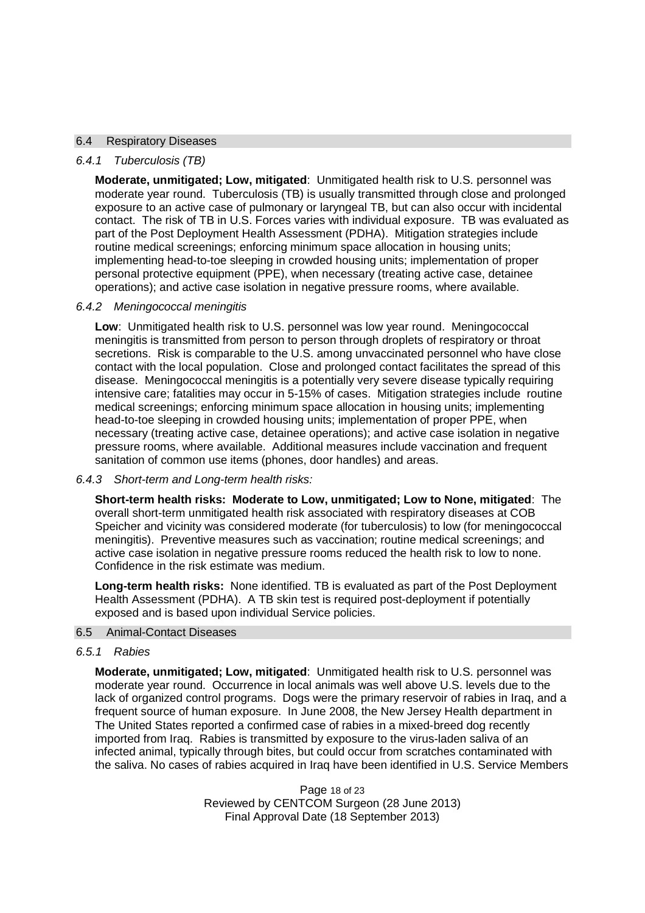## 6.4 Respiratory Diseases

### *6.4.1 Tuberculosis (TB)*

**Moderate, unmitigated; Low, mitigated**: Unmitigated health risk to U.S. personnel was moderate year round. Tuberculosis (TB) is usually transmitted through close and prolonged exposure to an active case of pulmonary or laryngeal TB, but can also occur with incidental contact. The risk of TB in U.S. Forces varies with individual exposure. TB was evaluated as part of the Post Deployment Health Assessment (PDHA). Mitigation strategies include routine medical screenings; enforcing minimum space allocation in housing units; implementing head-to-toe sleeping in crowded housing units; implementation of proper personal protective equipment (PPE), when necessary (treating active case, detainee operations); and active case isolation in negative pressure rooms, where available.

### *6.4.2 Meningococcal meningitis*

**Low**: Unmitigated health risk to U.S. personnel was low year round. Meningococcal meningitis is transmitted from person to person through droplets of respiratory or throat secretions. Risk is comparable to the U.S. among unvaccinated personnel who have close contact with the local population. Close and prolonged contact facilitates the spread of this disease. Meningococcal meningitis is a potentially very severe disease typically requiring intensive care; fatalities may occur in 5-15% of cases. Mitigation strategies include routine medical screenings; enforcing minimum space allocation in housing units; implementing head-to-toe sleeping in crowded housing units; implementation of proper PPE, when necessary (treating active case, detainee operations); and active case isolation in negative pressure rooms, where available. Additional measures include vaccination and frequent sanitation of common use items (phones, door handles) and areas.

### *6.4.3 Short-term and Long-term health risks:*

**Short-term health risks: Moderate to Low, unmitigated; Low to None, mitigated**: The overall short-term unmitigated health risk associated with respiratory diseases at COB Speicher and vicinity was considered moderate (for tuberculosis) to low (for meningococcal meningitis). Preventive measures such as vaccination; routine medical screenings; and active case isolation in negative pressure rooms reduced the health risk to low to none. Confidence in the risk estimate was medium.

**Long-term health risks:** None identified. TB is evaluated as part of the Post Deployment Health Assessment (PDHA). A TB skin test is required post-deployment if potentially exposed and is based upon individual Service policies.

## 6.5 Animal-Contact Diseases

### *6.5.1 Rabies*

**Moderate, unmitigated; Low, mitigated**: Unmitigated health risk to U.S. personnel was moderate year round. Occurrence in local animals was well above U.S. levels due to the lack of organized control programs. Dogs were the primary reservoir of rabies in Iraq, and a frequent source of human exposure. In June 2008, the New Jersey Health department in The United States reported a confirmed case of rabies in a mixed-breed dog recently imported from Iraq. Rabies is transmitted by exposure to the virus-laden saliva of an infected animal, typically through bites, but could occur from scratches contaminated with the saliva. No cases of rabies acquired in Iraq have been identified in U.S. Service Members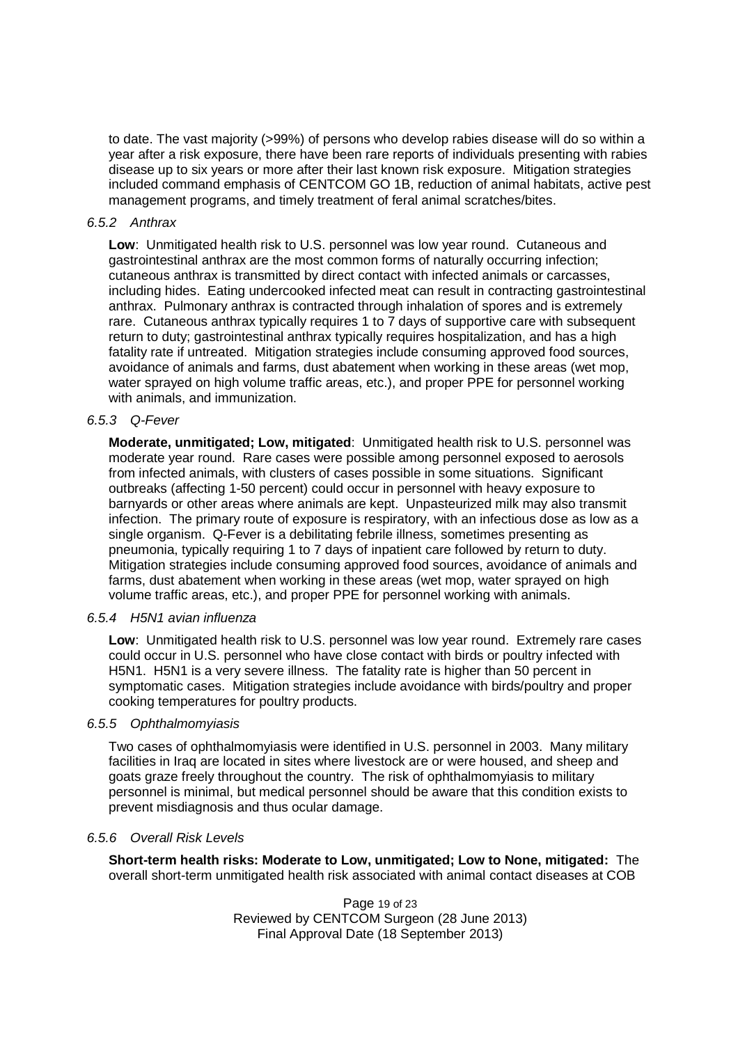to date. The vast majority (>99%) of persons who develop rabies disease will do so within a year after a risk exposure, there have been rare reports of individuals presenting with rabies disease up to six years or more after their last known risk exposure. Mitigation strategies included command emphasis of CENTCOM GO 1B, reduction of animal habitats, active pest management programs, and timely treatment of feral animal scratches/bites.

#### *6.5.2 Anthrax*

**Low**: Unmitigated health risk to U.S. personnel was low year round. Cutaneous and gastrointestinal anthrax are the most common forms of naturally occurring infection; cutaneous anthrax is transmitted by direct contact with infected animals or carcasses, including hides. Eating undercooked infected meat can result in contracting gastrointestinal anthrax. Pulmonary anthrax is contracted through inhalation of spores and is extremely rare. Cutaneous anthrax typically requires 1 to 7 days of supportive care with subsequent return to duty; gastrointestinal anthrax typically requires hospitalization, and has a high fatality rate if untreated. Mitigation strategies include consuming approved food sources, avoidance of animals and farms, dust abatement when working in these areas (wet mop, water sprayed on high volume traffic areas, etc.), and proper PPE for personnel working with animals, and immunization.

#### *6.5.3 Q-Fever*

**Moderate, unmitigated; Low, mitigated**: Unmitigated health risk to U.S. personnel was moderate year round. Rare cases were possible among personnel exposed to aerosols from infected animals, with clusters of cases possible in some situations. Significant outbreaks (affecting 1-50 percent) could occur in personnel with heavy exposure to barnyards or other areas where animals are kept. Unpasteurized milk may also transmit infection. The primary route of exposure is respiratory, with an infectious dose as low as a single organism. Q-Fever is a debilitating febrile illness, sometimes presenting as pneumonia, typically requiring 1 to 7 days of inpatient care followed by return to duty. Mitigation strategies include consuming approved food sources, avoidance of animals and farms, dust abatement when working in these areas (wet mop, water sprayed on high volume traffic areas, etc.), and proper PPE for personnel working with animals.

#### *6.5.4 H5N1 avian influenza*

**Low**: Unmitigated health risk to U.S. personnel was low year round. Extremely rare cases could occur in U.S. personnel who have close contact with birds or poultry infected with H5N1. H5N1 is a very severe illness. The fatality rate is higher than 50 percent in symptomatic cases. Mitigation strategies include avoidance with birds/poultry and proper cooking temperatures for poultry products.

#### *6.5.5 Ophthalmomyiasis*

Two cases of ophthalmomyiasis were identified in U.S. personnel in 2003. Many military facilities in Iraq are located in sites where livestock are or were housed, and sheep and goats graze freely throughout the country. The risk of ophthalmomyiasis to military personnel is minimal, but medical personnel should be aware that this condition exists to prevent misdiagnosis and thus ocular damage.

#### *6.5.6 Overall Risk Levels*

**Short-term health risks: Moderate to Low, unmitigated; Low to None, mitigated:** The overall short-term unmitigated health risk associated with animal contact diseases at COB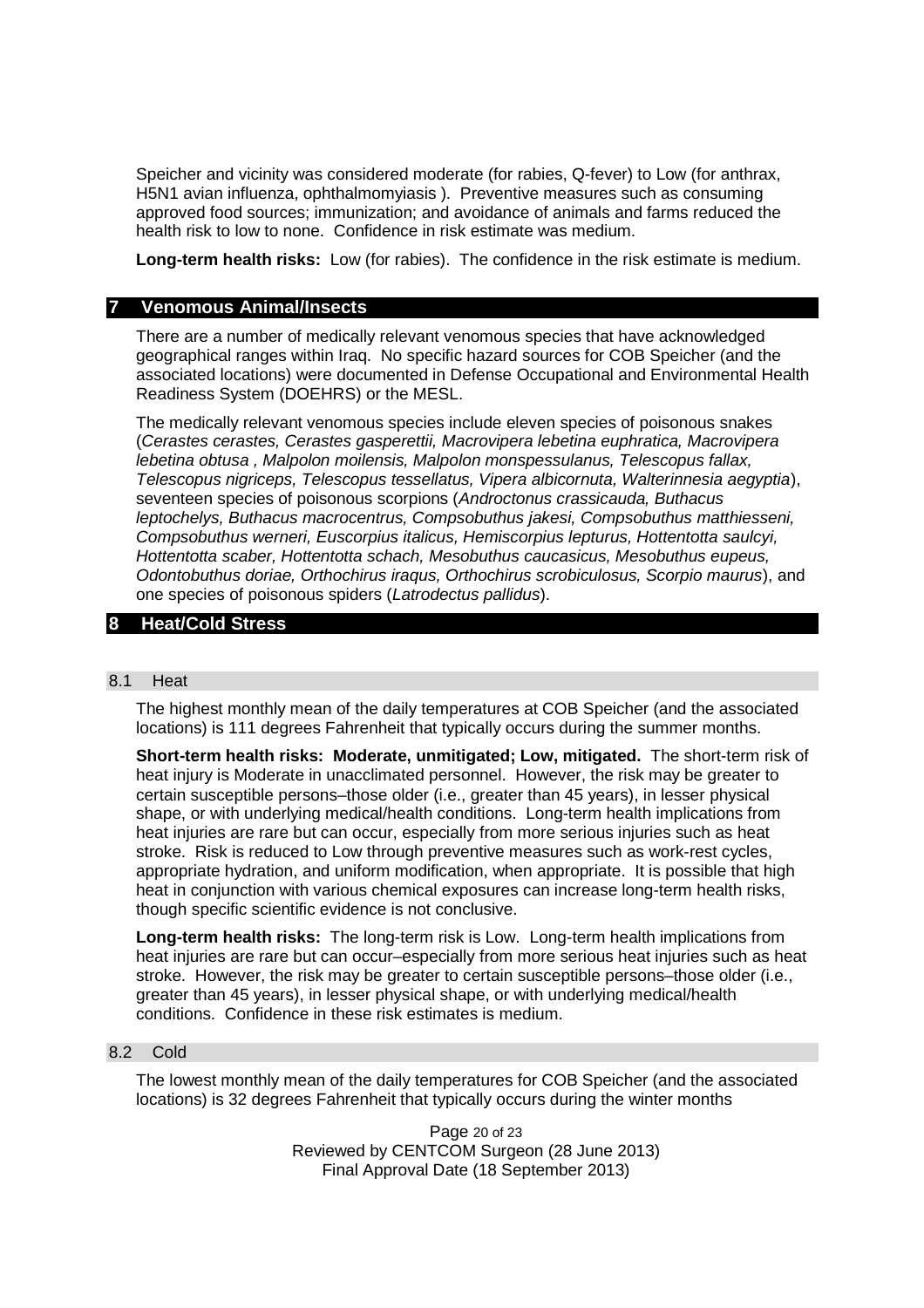Speicher and vicinity was considered moderate (for rabies, Q-fever) to Low (for anthrax, H5N1 avian influenza, ophthalmomyiasis ). Preventive measures such as consuming approved food sources; immunization; and avoidance of animals and farms reduced the health risk to low to none. Confidence in risk estimate was medium.

**Long-term health risks:** Low (for rabies). The confidence in the risk estimate is medium.

## 7 Venomous Animal/Insects

There are a number of medically relevant venomous species that have acknowledged geographical ranges within Iraq. No specific hazard sources for COB Speicher (and the associated locations) were documented in Defense Occupational and Environmental Health Readiness System (DOEHRS) or the MESL.

The medically relevant venomous species include eleven species of poisonous snakes (*Cerastes cerastes, Cerastes gasperettii, Macrovipera lebetina euphratica, Macrovipera lebetina obtusa , Malpolon moilensis, Malpolon monspessulanus, Telescopus fallax, Telescopus nigriceps, Telescopus tessellatus, Vipera albicornuta, Walterinnesia aegyptia*), seventeen species of poisonous scorpions (*Androctonus crassicauda, Buthacus leptochelys, Buthacus macrocentrus, Compsobuthus jakesi, Compsobuthus matthiesseni, Compsobuthus werneri, Euscorpius italicus, Hemiscorpius lepturus, Hottentotta saulcyi, Hottentotta scaber, Hottentotta schach, Mesobuthus caucasicus, Mesobuthus eupeus, Odontobuthus doriae, Orthochirus iraqus, Orthochirus scrobiculosus, Scorpio maurus*), and one species of poisonous spiders (*Latrodectus pallidus*).

## 8 Heat/Cold Stress

### 8.1 Heat

The highest monthly mean of the daily temperatures at COB Speicher (and the associated locations) is 111 degrees Fahrenheit that typically occurs during the summer months.

**Short-term health risks: Moderate, unmitigated; Low, mitigated.** The short-term risk of heat injury is Moderate in unacclimated personnel. However, the risk may be greater to certain susceptible persons–those older (i.e., greater than 45 years), in lesser physical shape, or with underlying medical/health conditions. Long-term health implications from heat injuries are rare but can occur, especially from more serious injuries such as heat stroke. Risk is reduced to Low through preventive measures such as work-rest cycles, appropriate hydration, and uniform modification, when appropriate. It is possible that high heat in conjunction with various chemical exposures can increase long-term health risks, though specific scientific evidence is not conclusive.

**Long-term health risks:** The long-term risk is Low. Long-term health implications from heat injuries are rare but can occur–especially from more serious heat injuries such as heat stroke. However, the risk may be greater to certain susceptible persons–those older (i.e., greater than 45 years), in lesser physical shape, or with underlying medical/health conditions. Confidence in these risk estimates is medium.

### 8.2 Cold

The lowest monthly mean of the daily temperatures for COB Speicher (and the associated locations) is 32 degrees Fahrenheit that typically occurs during the winter months

Reviewed by CENTCOM Surgeon (28 June 2013)
Final Approval Date (18 September 2013)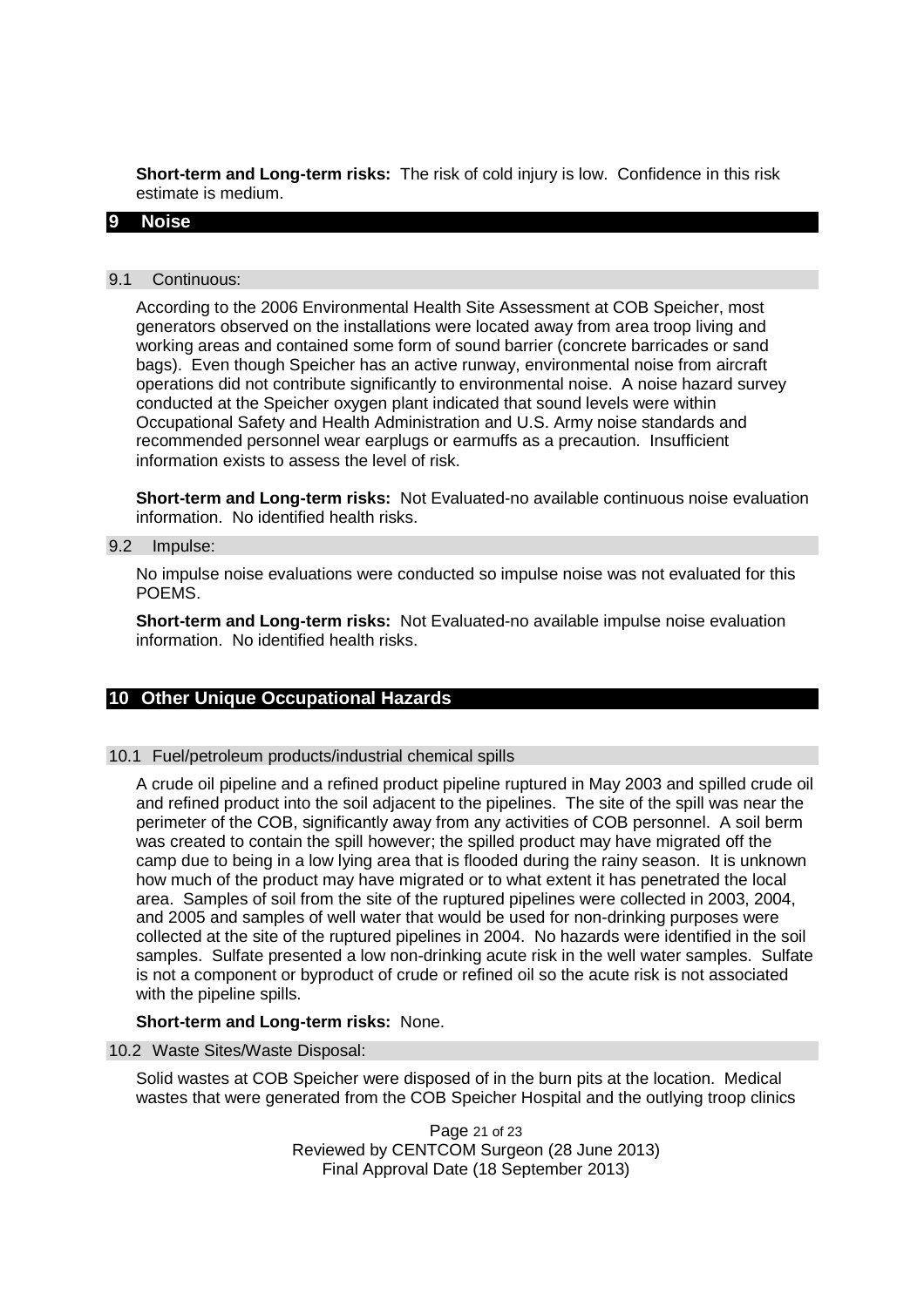**Short-term and Long-term risks:** The risk of cold injury is low. Confidence in this risk estimate is medium.

## 9 Noise

### 9.1 Continuous:

According to the 2006 Environmental Health Site Assessment at COB Speicher, most generators observed on the installations were located away from area troop living and working areas and contained some form of sound barrier (concrete barricades or sand bags). Even though Speicher has an active runway, environmental noise from aircraft operations did not contribute significantly to environmental noise. A noise hazard survey conducted at the Speicher oxygen plant indicated that sound levels were within Occupational Safety and Health Administration and U.S. Army noise standards and recommended personnel wear earplugs or earmuffs as a precaution. Insufficient information exists to assess the level of risk.

**Short-term and Long-term risks:** Not Evaluated-no available continuous noise evaluation information. No identified health risks.

### 9.2 Impulse:

No impulse noise evaluations were conducted so impulse noise was not evaluated for this POEMS.

**Short-term and Long-term risks:** Not Evaluated-no available impulse noise evaluation information. No identified health risks.

## 10 Other Unique Occupational Hazards

### 10.1 Fuel/petroleum products/industrial chemical spills

A crude oil pipeline and a refined product pipeline ruptured in May 2003 and spilled crude oil and refined product into the soil adjacent to the pipelines. The site of the spill was near the perimeter of the COB, significantly away from any activities of COB personnel. A soil berm was created to contain the spill however; the spilled product may have migrated off the camp due to being in a low lying area that is flooded during the rainy season. It is unknown how much of the product may have migrated or to what extent it has penetrated the local area. Samples of soil from the site of the ruptured pipelines were collected in 2003, 2004, and 2005 and samples of well water that would be used for non-drinking purposes were collected at the site of the ruptured pipelines in 2004. No hazards were identified in the soil samples. Sulfate presented a low non-drinking acute risk in the well water samples. Sulfate is not a component or byproduct of crude or refined oil so the acute risk is not associated with the pipeline spills.

**Short-term and Long-term risks:** None.

### 10.2 Waste Sites/Waste Disposal:

Solid wastes at COB Speicher were disposed of in the burn pits at the location. Medical wastes that were generated from the COB Speicher Hospital and the outlying troop clinics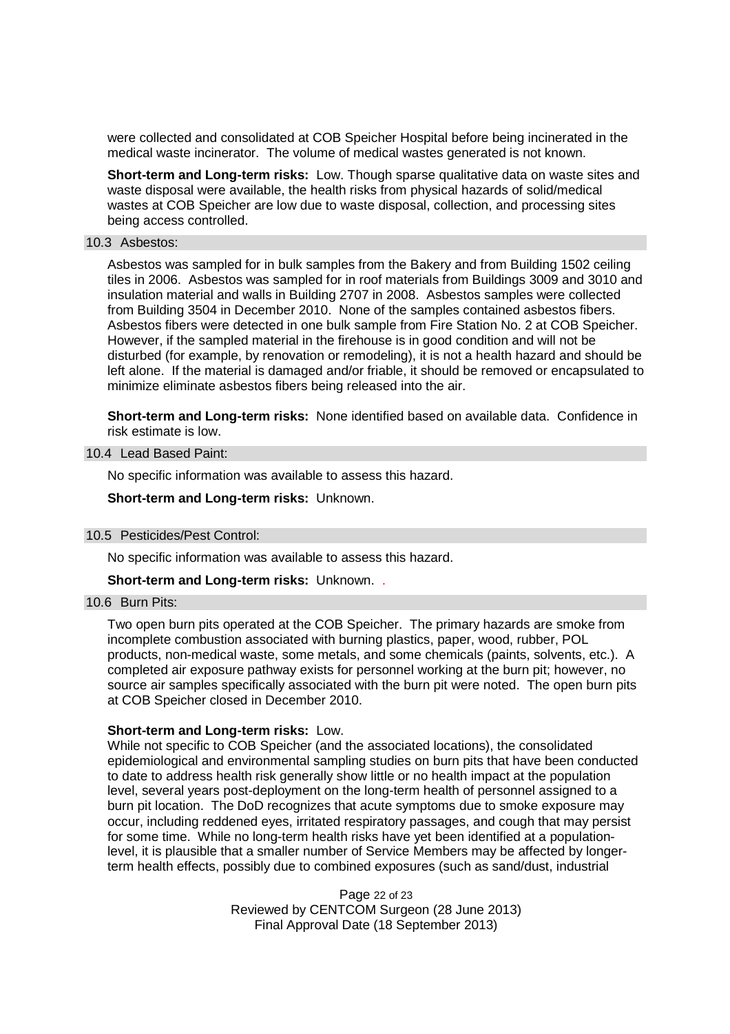were collected and consolidated at COB Speicher Hospital before being incinerated in the medical waste incinerator. The volume of medical wastes generated is not known.

**Short-term and Long-term risks:** Low. Though sparse qualitative data on waste sites and waste disposal were available, the health risks from physical hazards of solid/medical wastes at COB Speicher are low due to waste disposal, collection, and processing sites being access controlled.

### 10.3 Asbestos:

Asbestos was sampled for in bulk samples from the Bakery and from Building 1502 ceiling tiles in 2006. Asbestos was sampled for in roof materials from Buildings 3009 and 3010 and insulation material and walls in Building 2707 in 2008. Asbestos samples were collected from Building 3504 in December 2010. None of the samples contained asbestos fibers. Asbestos fibers were detected in one bulk sample from Fire Station No. 2 at COB Speicher. However, if the sampled material in the firehouse is in good condition and will not be disturbed (for example, by renovation or remodeling), it is not a health hazard and should be left alone. If the material is damaged and/or friable, it should be removed or encapsulated to minimize eliminate asbestos fibers being released into the air.

**Short-term and Long-term risks:** None identified based on available data. Confidence in risk estimate is low.

### 10.4 Lead Based Paint:

No specific information was available to assess this hazard.

**Short-term and Long-term risks:** Unknown.

### 10.5 Pesticides/Pest Control:

No specific information was available to assess this hazard.

**Short-term and Long-term risks:** Unknown. .

### 10.6 Burn Pits:

Two open burn pits operated at the COB Speicher. The primary hazards are smoke from incomplete combustion associated with burning plastics, paper, wood, rubber, POL products, non-medical waste, some metals, and some chemicals (paints, solvents, etc.). A completed air exposure pathway exists for personnel working at the burn pit; however, no source air samples specifically associated with the burn pit were noted. The open burn pits at COB Speicher closed in December 2010.

**Short-term and Long-term risks:** Low.
While not specific to COB Speicher (and the associated locations), the consolidated epidemiological and environmental sampling studies on burn pits that have been conducted to date to address health risk generally show little or no health impact at the population level, several years post-deployment on the long-term health of personnel assigned to a burn pit location. The DoD recognizes that acute symptoms due to smoke exposure may occur, including reddened eyes, irritated respiratory passages, and cough that may persist for some time. While no long-term health risks have yet been identified at a population-level, it is plausible that a smaller number of Service Members may be affected by longer-term health effects, possibly due to combined exposures (such as sand/dust, industrial

Reviewed by CENTCOM Surgeon (28 June 2013)
Final Approval Date (18 September 2013)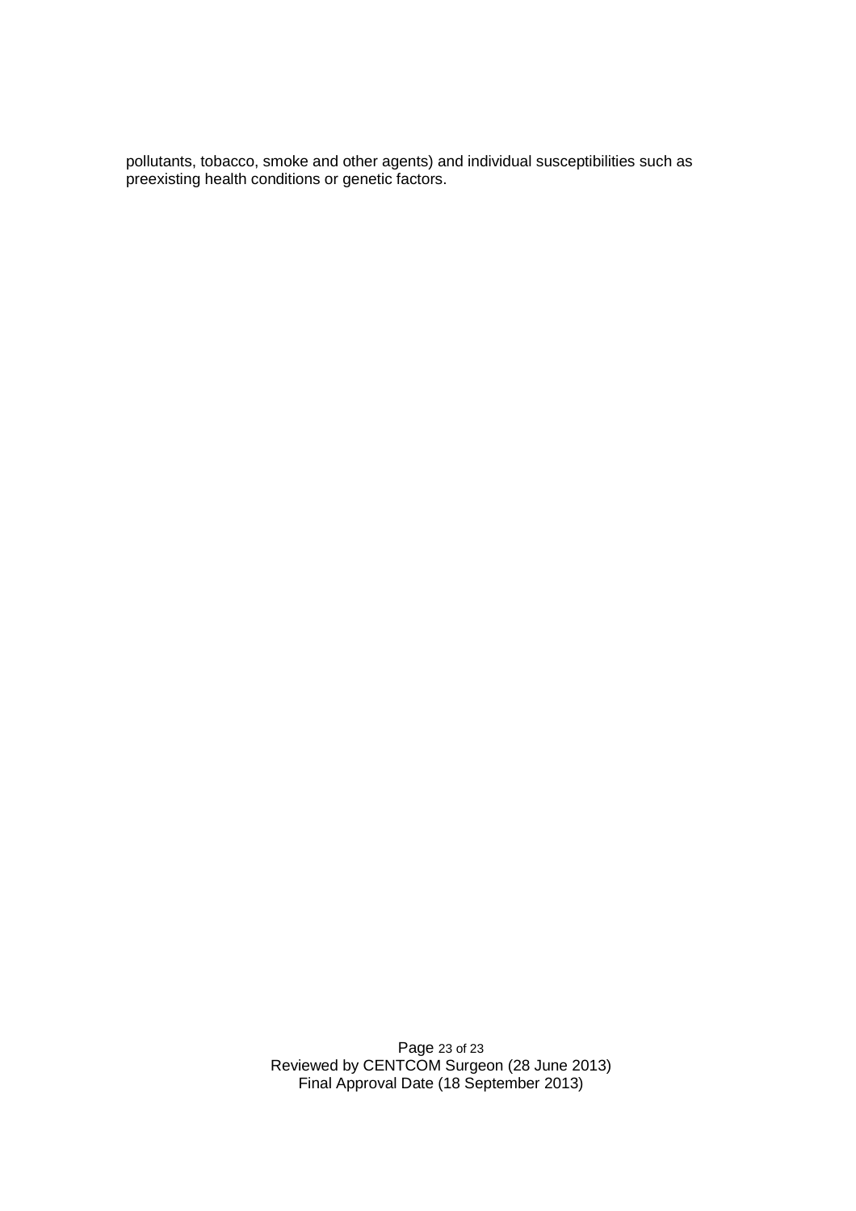pollutants, tobacco, smoke and other agents) and individual susceptibilities such as preexisting health conditions or genetic factors.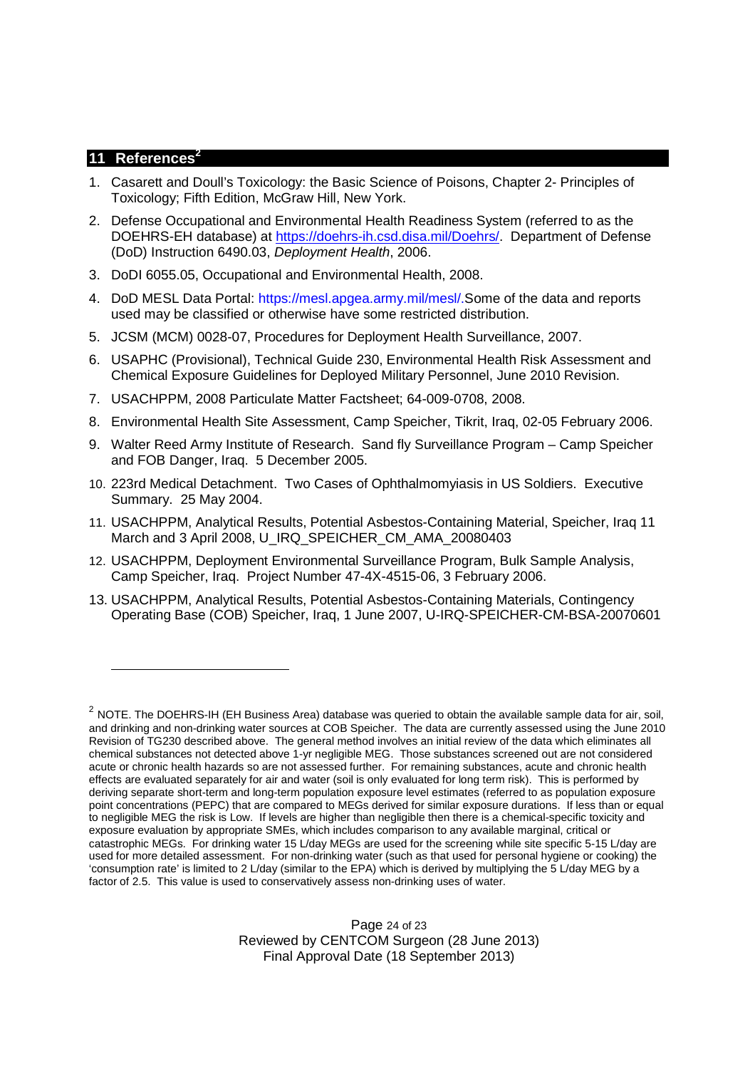## 11 References[2]

1. Casarett and Doull's Toxicology: the Basic Science of Poisons, Chapter 2- Principles of Toxicology; Fifth Edition, McGraw Hill, New York.
2. Defense Occupational and Environmental Health Readiness System (referred to as the DOEHRS-EH database) at https://doehrs-ih.csd.disa.mil/Doehrs/. Department of Defense (DoD) Instruction 6490.03, *Deployment Health*, 2006.
3. DoDI 6055.05, Occupational and Environmental Health, 2008.
4. DoD MESL Data Portal: https://mesl.apgea.army.mil/mesl/.Some of the data and reports used may be classified or otherwise have some restricted distribution.
5. JCSM (MCM) 0028-07, Procedures for Deployment Health Surveillance, 2007.
6. USAPHC (Provisional), Technical Guide 230, Environmental Health Risk Assessment and Chemical Exposure Guidelines for Deployed Military Personnel, June 2010 Revision.
7. USACHPPM, 2008 Particulate Matter Factsheet; 64-009-0708, 2008.
8. Environmental Health Site Assessment, Camp Speicher, Tikrit, Iraq, 02-05 February 2006.
9. Walter Reed Army Institute of Research. Sand fly Surveillance Program – Camp Speicher and FOB Danger, Iraq. 5 December 2005.
10. 223rd Medical Detachment. Two Cases of Ophthalmomyiasis in US Soldiers. Executive Summary. 25 May 2004.
11. USACHPPM, Analytical Results, Potential Asbestos-Containing Material, Speicher, Iraq 11 March and 3 April 2008, U_IRQ_SPEICHER_CM_AMA_20080403
12. USACHPPM, Deployment Environmental Surveillance Program, Bulk Sample Analysis, Camp Speicher, Iraq. Project Number 47-4X-4515-06, 3 February 2006.
13. USACHPPM, Analytical Results, Potential Asbestos-Containing Materials, Contingency Operating Base (COB) Speicher, Iraq, 1 June 2007, U-IRQ-SPEICHER-CM-BSA-20070601

---

[2] NOTE. The DOEHRS-IH (EH Business Area) database was queried to obtain the available sample data for air, soil, and drinking and non-drinking water sources at COB Speicher. The data are currently assessed using the June 2010 Revision of TG230 described above. The general method involves an initial review of the data which eliminates all chemical substances not detected above 1-yr negligible MEG. Those substances screened out are not considered acute or chronic health hazards so are not assessed further. For remaining substances, acute and chronic health effects are evaluated separately for air and water (soil is only evaluated for long term risk). This is performed by deriving separate short-term and long-term population exposure level estimates (referred to as population exposure point concentrations (PEPC) that are compared to MEGs derived for similar exposure durations. If less than or equal to negligible MEG the risk is Low. If levels are higher than negligible then there is a chemical-specific toxicity and exposure evaluation by appropriate SMEs, which includes comparison to any available marginal, critical or catastrophic MEGs. For drinking water 15 L/day MEGs are used for the screening while site specific 5-15 L/day are used for more detailed assessment. For non-drinking water (such as that used for personal hygiene or cooking) the 'consumption rate' is limited to 2 L/day (similar to the EPA) which is derived by multiplying the 5 L/day MEG by a factor of 2.5. This value is used to conservatively assess non-drinking uses of water.

Reviewed by CENTCOM Surgeon (28 June 2013)
Final Approval Date (18 September 2013)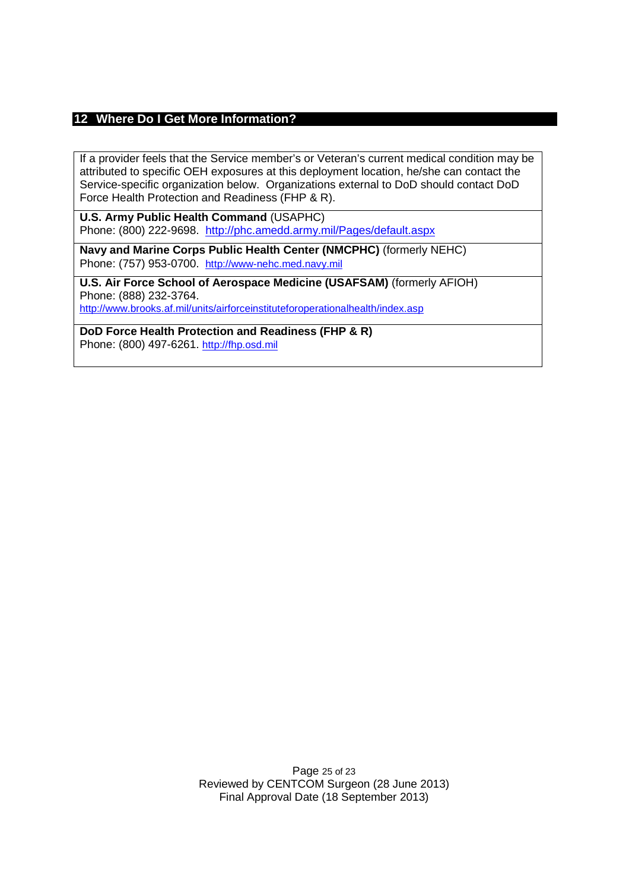## 12 Where Do I Get More Information?

If a provider feels that the Service member's or Veteran's current medical condition may be attributed to specific OEH exposures at this deployment location, he/she can contact the Service-specific organization below. Organizations external to DoD should contact DoD Force Health Protection and Readiness (FHP & R).

**U.S. Army Public Health Command** (USAPHC)
Phone: (800) 222-9698. http://phc.amedd.army.mil/Pages/default.aspx

**Navy and Marine Corps Public Health Center (NMCPHC)** (formerly NEHC)
Phone: (757) 953-0700. http://www-nehc.med.navy.mil

**U.S. Air Force School of Aerospace Medicine (USAFSAM)** (formerly AFIOH)
Phone: (888) 232-3764.
http://www.brooks.af.mil/units/airforceinstituteforoperationalhealth/index.asp

**DoD Force Health Protection and Readiness (FHP & R)**
Phone: (800) 497-6261. http://fhp.osd.mil

Reviewed by CENTCOM Surgeon (28 June 2013)
Final Approval Date (18 September 2013)